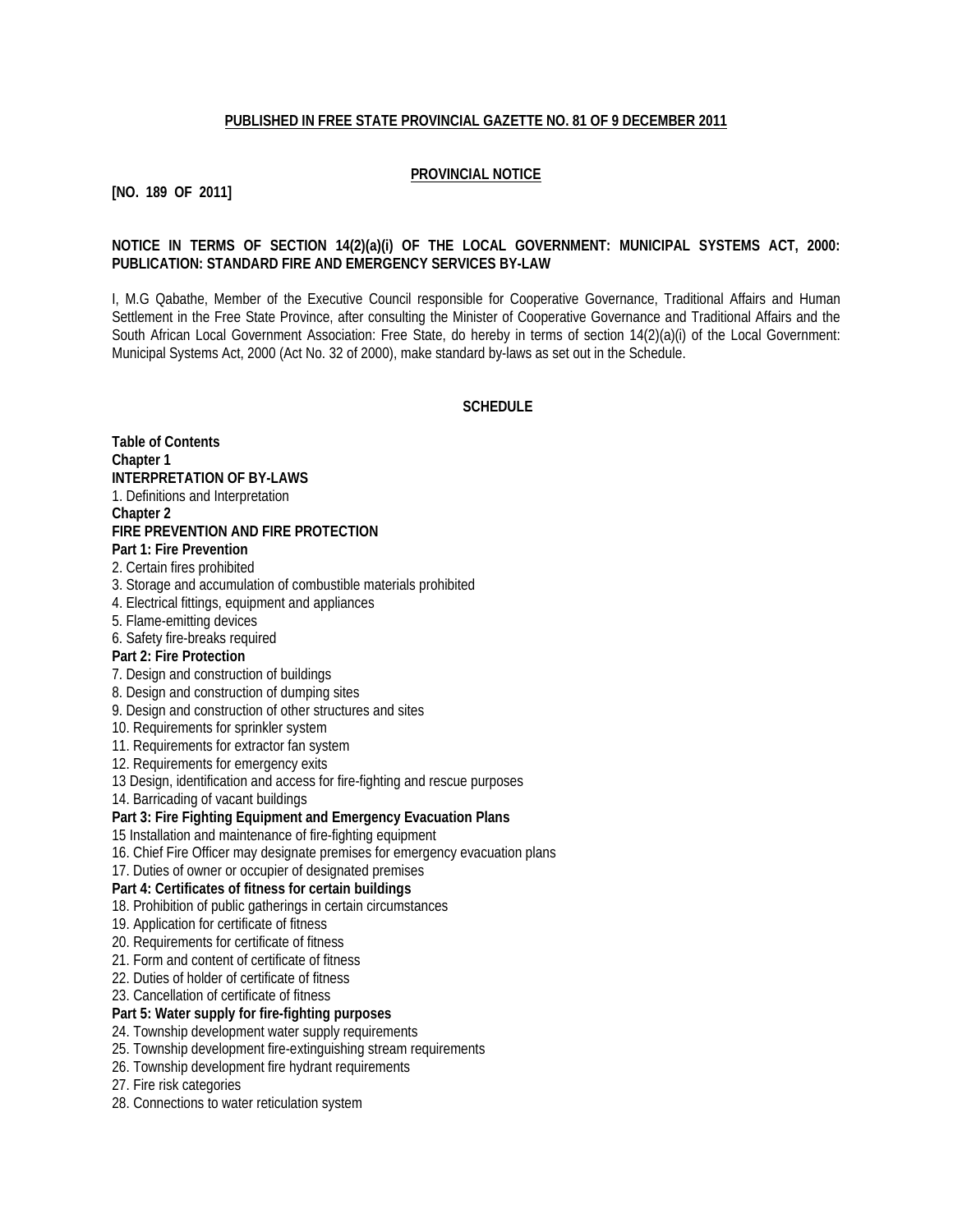**PUBLISHED IN FREE STATE PROVINCIAL GAZETTE NO. 81 OF 9 DECEMBER 2011**

**PROVINCIAL NOTICE**

**[NO. 189 OF 2011]**

**NOTICE IN TERMS OF SECTION 14(2)(a)(i) OF THE LOCAL GOVERNMENT: MUNICIPAL SYSTEMS ACT, 2000: PUBLICATION: STANDARD FIRE AND EMERGENCY SERVICES BY-LAW**

I, M.G Qabathe, Member of the Executive Council responsible for Cooperative Governance, Traditional Affairs and Human Settlement in the Free State Province, after consulting the Minister of Cooperative Governance and Traditional Affairs and the South African Local Government Association: Free State, do hereby in terms of section 14(2)(a)(i) of the Local Government: Municipal Systems Act, 2000 (Act No. 32 of 2000), make standard by-laws as set out in the Schedule.

**SCHEDULE**

**Table of Contents**

**Chapter 1**

**INTERPRETATION OF BY-LAWS**

1. Definitions and Interpretation

**Chapter 2**

**FIRE PREVENTION AND FIRE PROTECTION**

**Part 1: Fire Prevention**

2. Certain fires prohibited
3. Storage and accumulation of combustible materials prohibited
4. Electrical fittings, equipment and appliances
5. Flame-emitting devices
6. Safety fire-breaks required

**Part 2: Fire Protection**

7. Design and construction of buildings
8. Design and construction of dumping sites
9. Design and construction of other structures and sites
10. Requirements for sprinkler system
11. Requirements for extractor fan system
12. Requirements for emergency exits

13 Design, identification and access for fire-fighting and rescue purposes

14. Barricading of vacant buildings

**Part 3: Fire Fighting Equipment and Emergency Evacuation Plans**

15 Installation and maintenance of fire-fighting equipment

16. Chief Fire Officer may designate premises for emergency evacuation plans
17. Duties of owner or occupier of designated premises

**Part 4: Certificates of fitness for certain buildings**

18. Prohibition of public gatherings in certain circumstances
19. Application for certificate of fitness
20. Requirements for certificate of fitness
21. Form and content of certificate of fitness
22. Duties of holder of certificate of fitness
23. Cancellation of certificate of fitness

**Part 5: Water supply for fire-fighting purposes**

24. Township development water supply requirements
25. Township development fire-extinguishing stream requirements
26. Township development fire hydrant requirements
27. Fire risk categories
28. Connections to water reticulation system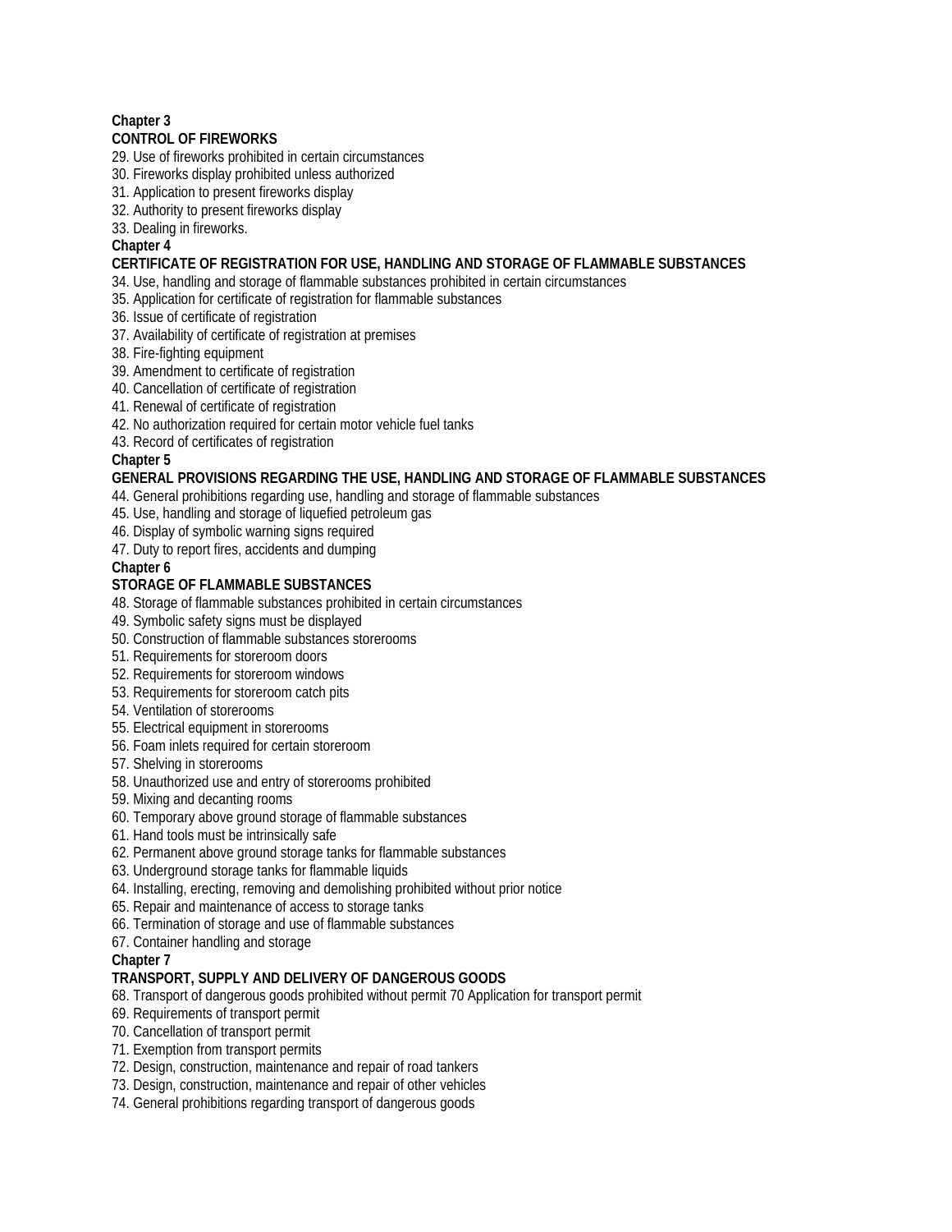**Chapter 3**
**CONTROL OF FIREWORKS**

29. Use of fireworks prohibited in certain circumstances
30. Fireworks display prohibited unless authorized
31. Application to present fireworks display
32. Authority to present fireworks display
33. Dealing in fireworks.

**Chapter 4**
**CERTIFICATE OF REGISTRATION FOR USE, HANDLING AND STORAGE OF FLAMMABLE SUBSTANCES**

34. Use, handling and storage of flammable substances prohibited in certain circumstances
35. Application for certificate of registration for flammable substances
36. Issue of certificate of registration
37. Availability of certificate of registration at premises
38. Fire-fighting equipment
39. Amendment to certificate of registration
40. Cancellation of certificate of registration
41. Renewal of certificate of registration
42. No authorization required for certain motor vehicle fuel tanks
43. Record of certificates of registration

**Chapter 5**
**GENERAL PROVISIONS REGARDING THE USE, HANDLING AND STORAGE OF FLAMMABLE SUBSTANCES**

44. General prohibitions regarding use, handling and storage of flammable substances
45. Use, handling and storage of liquefied petroleum gas
46. Display of symbolic warning signs required
47. Duty to report fires, accidents and dumping

**Chapter 6**
**STORAGE OF FLAMMABLE SUBSTANCES**

48. Storage of flammable substances prohibited in certain circumstances
49. Symbolic safety signs must be displayed
50. Construction of flammable substances storerooms
51. Requirements for storeroom doors
52. Requirements for storeroom windows
53. Requirements for storeroom catch pits
54. Ventilation of storerooms
55. Electrical equipment in storerooms
56. Foam inlets required for certain storeroom
57. Shelving in storerooms
58. Unauthorized use and entry of storerooms prohibited
59. Mixing and decanting rooms
60. Temporary above ground storage of flammable substances
61. Hand tools must be intrinsically safe
62. Permanent above ground storage tanks for flammable substances
63. Underground storage tanks for flammable liquids
64. Installing, erecting, removing and demolishing prohibited without prior notice
65. Repair and maintenance of access to storage tanks
66. Termination of storage and use of flammable substances
67. Container handling and storage

**Chapter 7**
**TRANSPORT, SUPPLY AND DELIVERY OF DANGEROUS GOODS**

68. Transport of dangerous goods prohibited without permit 70 Application for transport permit
69. Requirements of transport permit
70. Cancellation of transport permit
71. Exemption from transport permits
72. Design, construction, maintenance and repair of road tankers
73. Design, construction, maintenance and repair of other vehicles
74. General prohibitions regarding transport of dangerous goods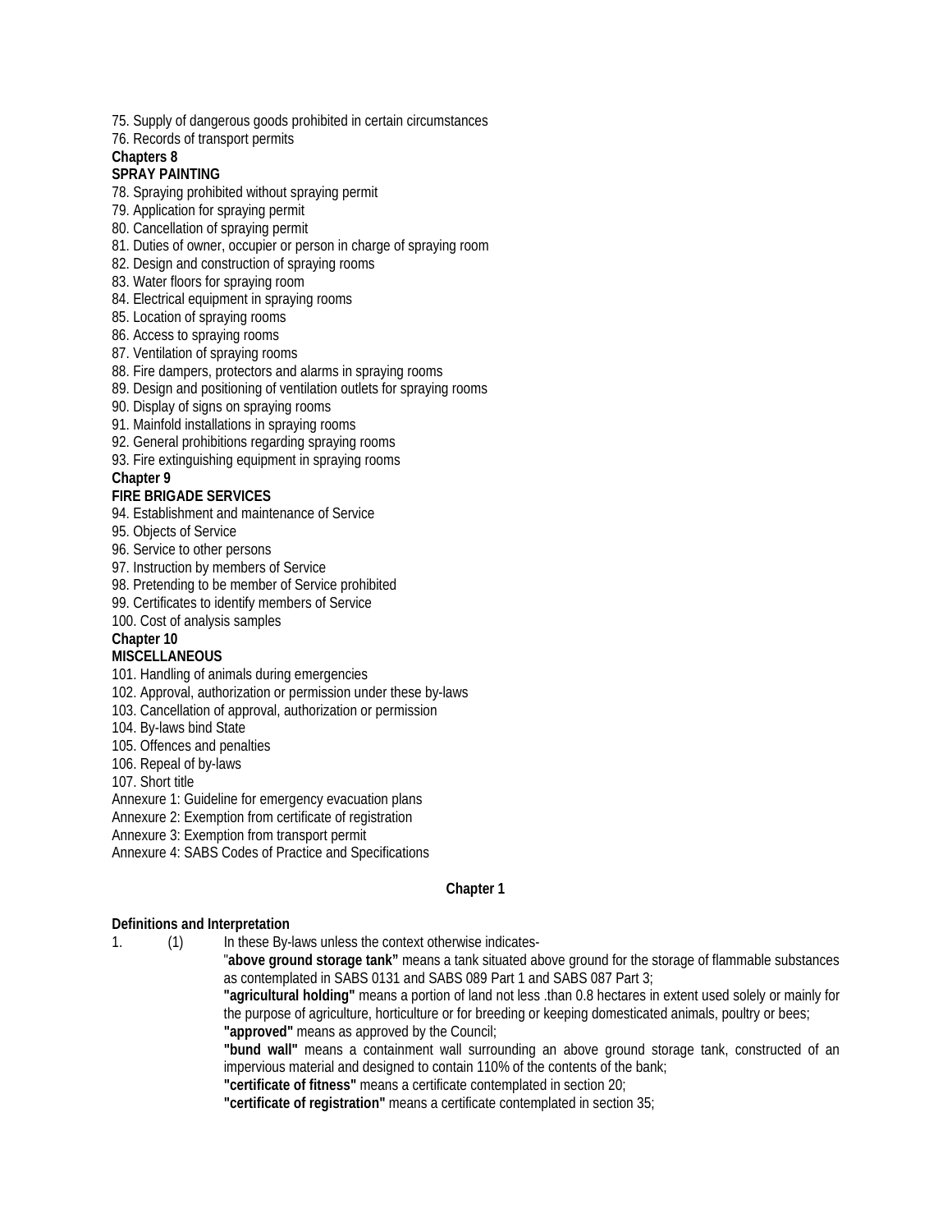75. Supply of dangerous goods prohibited in certain circumstances
76. Records of transport permits

**Chapters 8**

**SPRAY PAINTING**

78. Spraying prohibited without spraying permit
79. Application for spraying permit
80. Cancellation of spraying permit
81. Duties of owner, occupier or person in charge of spraying room
82. Design and construction of spraying rooms
83. Water floors for spraying room
84. Electrical equipment in spraying rooms
85. Location of spraying rooms
86. Access to spraying rooms
87. Ventilation of spraying rooms
88. Fire dampers, protectors and alarms in spraying rooms
89. Design and positioning of ventilation outlets for spraying rooms
90. Display of signs on spraying rooms
91. Mainfold installations in spraying rooms
92. General prohibitions regarding spraying rooms
93. Fire extinguishing equipment in spraying rooms

**Chapter 9**

**FIRE BRIGADE SERVICES**

94. Establishment and maintenance of Service
95. Objects of Service
96. Service to other persons
97. Instruction by members of Service
98. Pretending to be member of Service prohibited
99. Certificates to identify members of Service
100. Cost of analysis samples

**Chapter 10**

**MISCELLANEOUS**

101. Handling of animals during emergencies
102. Approval, authorization or permission under these by-laws
103. Cancellation of approval, authorization or permission
104. By-laws bind State
105. Offences and penalties
106. Repeal of by-laws
107. Short title

Annexure 1: Guideline for emergency evacuation plans
Annexure 2: Exemption from certificate of registration
Annexure 3: Exemption from transport permit
Annexure 4: SABS Codes of Practice and Specifications

## Chapter 1

**Definitions and Interpretation**

1. (1) In these By-laws unless the context otherwise indicates-

"**above ground storage tank"** means a tank situated above ground for the storage of flammable substances as contemplated in SABS 0131 and SABS 089 Part 1 and SABS 087 Part 3;

**"agricultural holding"** means a portion of land not less .than 0.8 hectares in extent used solely or mainly for the purpose of agriculture, horticulture or for breeding or keeping domesticated animals, poultry or bees;

**"approved"** means as approved by the Council;

**"bund wall"** means a containment wall surrounding an above ground storage tank, constructed of an impervious material and designed to contain 110% of the contents of the bank;

**"certificate of fitness"** means a certificate contemplated in section 20;

**"certificate of registration"** means a certificate contemplated in section 35;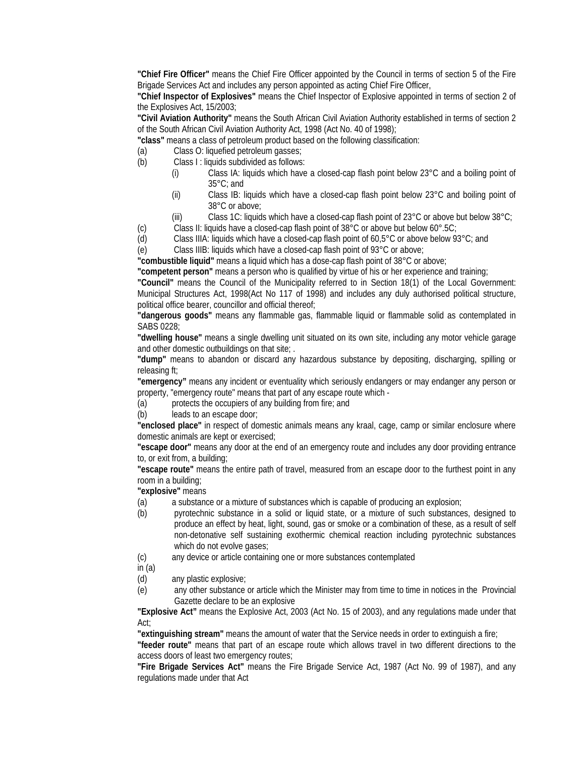**"Chief Fire Officer"** means the Chief Fire Officer appointed by the Council in terms of section 5 of the Fire Brigade Services Act and includes any person appointed as acting Chief Fire Officer,

**"Chief Inspector of Explosives"** means the Chief Inspector of Explosive appointed in terms of section 2 of the Explosives Act, 15/2003;

**"Civil Aviation Authority"** means the South African Civil Aviation Authority established in terms of section 2 of the South African Civil Aviation Authority Act, 1998 (Act No. 40 of 1998);

**"class"** means a class of petroleum product based on the following classification:

(a) Class O: liquefied petroleum gasses;

(b) Class I : liquids subdivided as follows:

  (i) Class IA: liquids which have a closed-cap flash point below 23°C and a boiling point of 35°C; and

  (ii) Class IB: liquids which have a closed-cap flash point below 23°C and boiling point of 38°C or above;

  (iii) Class 1C: liquids which have a closed-cap flash point of 23°C or above but below 38°C;

(c) Class II: liquids have a closed-cap flash point of 38°C or above but below 60°.5C;

(d) Class IIIA: liquids which have a closed-cap flash point of 60,5°C or above below 93°C; and

(e) Class IIIB: liquids which have a closed-cap flash point of 93°C or above;

**"combustible liquid"** means a liquid which has a dose-cap flash point of 38°C or above;

**"competent person"** means a person who is qualified by virtue of his or her experience and training;

**"Council"** means the Council of the Municipality referred to in Section 18(1) of the Local Government: Municipal Structures Act, 1998(Act No 117 of 1998) and includes any duly authorised political structure, political office bearer, councillor and official thereof;

**"dangerous goods"** means any flammable gas, flammable liquid or flammable solid as contemplated in SABS 0228;

**"dwelling house"** means a single dwelling unit situated on its own site, including any motor vehicle garage and other domestic outbuildings on that site; .

**"dump"** means to abandon or discard any hazardous substance by depositing, discharging, spilling or releasing ft;

**"emergency"** means any incident or eventuality which seriously endangers or may endanger any person or property, "emergency route" means that part of any escape route which -

(a) protects the occupiers of any building from fire; and

(b) leads to an escape door;

**"enclosed place"** in respect of domestic animals means any kraal, cage, camp or similar enclosure where domestic animals are kept or exercised;

**"escape door"** means any door at the end of an emergency route and includes any door providing entrance to, or exit from, a building;

**"escape route"** means the entire path of travel, measured from an escape door to the furthest point in any room in a building;

**"explosive"** means

(a) a substance or a mixture of substances which is capable of producing an explosion;

(b) pyrotechnic substance in a solid or liquid state, or a mixture of such substances, designed to produce an effect by heat, light, sound, gas or smoke or a combination of these, as a result of self non-detonative self sustaining exothermic chemical reaction including pyrotechnic substances which do not evolve gases;

(c) any device or article containing one or more substances contemplated in (a)

(d) any plastic explosive;

(e) any other substance or article which the Minister may from time to time in notices in the Provincial Gazette declare to be an explosive

**"Explosive Act"** means the Explosive Act, 2003 (Act No. 15 of 2003), and any regulations made under that Act;

**"extinguishing stream"** means the amount of water that the Service needs in order to extinguish a fire;

**"feeder route"** means that part of an escape route which allows travel in two different directions to the access doors of least two emergency routes;

**"Fire Brigade Services Act"** means the Fire Brigade Service Act, 1987 (Act No. 99 of 1987), and any regulations made under that Act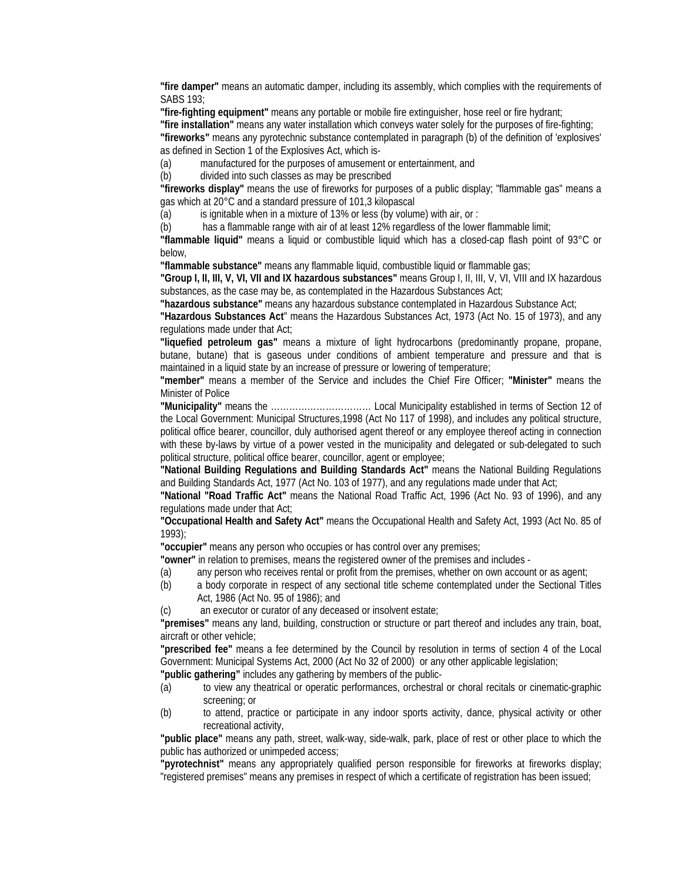**"fire damper"** means an automatic damper, including its assembly, which complies with the requirements of SABS 193;

**"fire-fighting equipment"** means any portable or mobile fire extinguisher, hose reel or fire hydrant;

**"fire installation"** means any water installation which conveys water solely for the purposes of fire-fighting;

**"fireworks"** means any pyrotechnic substance contemplated in paragraph (b) of the definition of 'explosives' as defined in Section 1 of the Explosives Act, which is-

(a) manufactured for the purposes of amusement or entertainment, and

(b) divided into such classes as may be prescribed

**"fireworks display"** means the use of fireworks for purposes of a public display; "flammable gas" means a gas which at 20°C and a standard pressure of 101,3 kilopascal

(a) is ignitable when in a mixture of 13% or less (by volume) with air, or :

(b) has a flammable range with air of at least 12% regardless of the lower flammable limit;

**"flammable liquid"** means a liquid or combustible liquid which has a closed-cap flash point of 93°C or below,

**"flammable substance"** means any flammable liquid, combustible liquid or flammable gas;

**"Group I, II, III, V, VI, VII and IX hazardous substances"** means Group I, II, III, V, VI, VIII and IX hazardous substances, as the case may be, as contemplated in the Hazardous Substances Act;

**"hazardous substance"** means any hazardous substance contemplated in Hazardous Substance Act;

**"Hazardous Substances Act**" means the Hazardous Substances Act, 1973 (Act No. 15 of 1973), and any regulations made under that Act;

**"liquefied petroleum gas"** means a mixture of light hydrocarbons (predominantly propane, propane, butane, butane) that is gaseous under conditions of ambient temperature and pressure and that is maintained in a liquid state by an increase of pressure or lowering of temperature;

**"member"** means a member of the Service and includes the Chief Fire Officer; **"Minister"** means the Minister of Police

**"Municipality"** means the …………………………… Local Municipality established in terms of Section 12 of the Local Government: Municipal Structures,1998 (Act No 117 of 1998), and includes any political structure, political office bearer, councillor, duly authorised agent thereof or any employee thereof acting in connection with these by-laws by virtue of a power vested in the municipality and delegated or sub-delegated to such political structure, political office bearer, councillor, agent or employee;

**"National Building Regulations and Building Standards Act"** means the National Building Regulations and Building Standards Act, 1977 (Act No. 103 of 1977), and any regulations made under that Act;

**"National "Road Traffic Act"** means the National Road Traffic Act, 1996 (Act No. 93 of 1996), and any regulations made under that Act;

**"Occupational Health and Safety Act"** means the Occupational Health and Safety Act, 1993 (Act No. 85 of 1993);

**"occupier"** means any person who occupies or has control over any premises;

**"owner"** in relation to premises, means the registered owner of the premises and includes -

(a) any person who receives rental or profit from the premises, whether on own account or as agent;

(b) a body corporate in respect of any sectional title scheme contemplated under the Sectional Titles Act, 1986 (Act No. 95 of 1986); and

(c) an executor or curator of any deceased or insolvent estate;

**"premises"** means any land, building, construction or structure or part thereof and includes any train, boat, aircraft or other vehicle;

**"prescribed fee"** means a fee determined by the Council by resolution in terms of section 4 of the Local Government: Municipal Systems Act, 2000 (Act No 32 of 2000) or any other applicable legislation;

**"public gathering"** includes any gathering by members of the public-

(a) to view any theatrical or operatic performances, orchestral or choral recitals or cinematic-graphic screening; or

(b) to attend, practice or participate in any indoor sports activity, dance, physical activity or other recreational activity,

**"public place"** means any path, street, walk-way, side-walk, park, place of rest or other place to which the public has authorized or unimpeded access;

**"pyrotechnist"** means any appropriately qualified person responsible for fireworks at fireworks display; "registered premises" means any premises in respect of which a certificate of registration has been issued;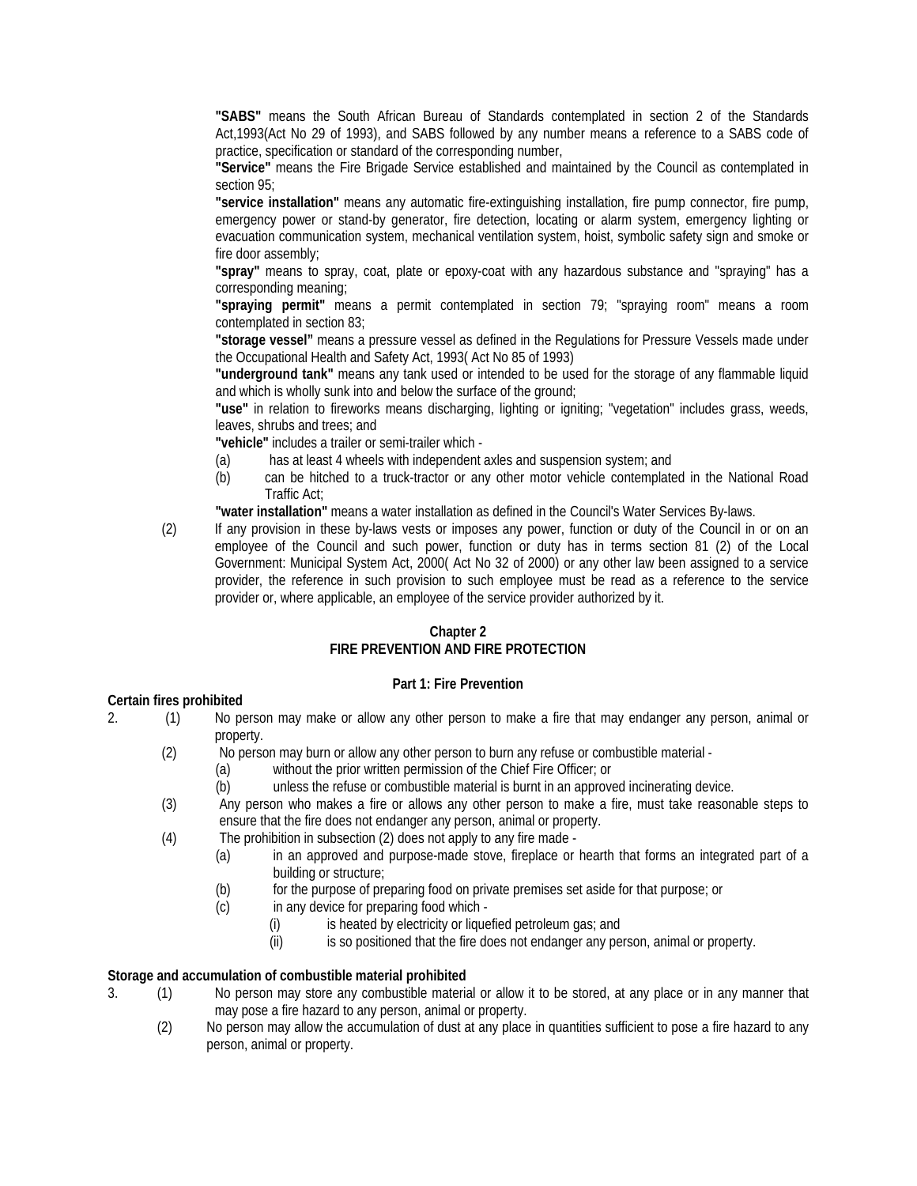**"SABS"** means the South African Bureau of Standards contemplated in section 2 of the Standards Act,1993(Act No 29 of 1993), and SABS followed by any number means a reference to a SABS code of practice, specification or standard of the corresponding number,

**"Service"** means the Fire Brigade Service established and maintained by the Council as contemplated in section 95;

**"service installation"** means any automatic fire-extinguishing installation, fire pump connector, fire pump, emergency power or stand-by generator, fire detection, locating or alarm system, emergency lighting or evacuation communication system, mechanical ventilation system, hoist, symbolic safety sign and smoke or fire door assembly;

**"spray"** means to spray, coat, plate or epoxy-coat with any hazardous substance and "spraying" has a corresponding meaning;

**"spraying permit"** means a permit contemplated in section 79; "spraying room" means a room contemplated in section 83;

**"storage vessel"** means a pressure vessel as defined in the Regulations for Pressure Vessels made under the Occupational Health and Safety Act, 1993( Act No 85 of 1993)

**"underground tank"** means any tank used or intended to be used for the storage of any flammable liquid and which is wholly sunk into and below the surface of the ground;

**"use"** in relation to fireworks means discharging, lighting or igniting; "vegetation" includes grass, weeds, leaves, shrubs and trees; and

**"vehicle"** includes a trailer or semi-trailer which -

(a) has at least 4 wheels with independent axles and suspension system; and

(b) can be hitched to a truck-tractor or any other motor vehicle contemplated in the National Road Traffic Act;

**"water installation"** means a water installation as defined in the Council's Water Services By-laws.

(2) If any provision in these by-laws vests or imposes any power, function or duty of the Council in or on an employee of the Council and such power, function or duty has in terms section 81 (2) of the Local Government: Municipal System Act, 2000( Act No 32 of 2000) or any other law been assigned to a service provider, the reference in such provision to such employee must be read as a reference to the service provider or, where applicable, an employee of the service provider authorized by it.

## Chapter 2
## FIRE PREVENTION AND FIRE PROTECTION

### Part 1: Fire Prevention

**Certain fires prohibited**

2. (1) No person may make or allow any other person to make a fire that may endanger any person, animal or property.

(2) No person may burn or allow any other person to burn any refuse or combustible material -

(a) without the prior written permission of the Chief Fire Officer; or

(b) unless the refuse or combustible material is burnt in an approved incinerating device.

(3) Any person who makes a fire or allows any other person to make a fire, must take reasonable steps to ensure that the fire does not endanger any person, animal or property.

(4) The prohibition in subsection (2) does not apply to any fire made -

(a) in an approved and purpose-made stove, fireplace or hearth that forms an integrated part of a building or structure;

(b) for the purpose of preparing food on private premises set aside for that purpose; or

(c) in any device for preparing food which -

(i) is heated by electricity or liquefied petroleum gas; and

(ii) is so positioned that the fire does not endanger any person, animal or property.

**Storage and accumulation of combustible material prohibited**

3. (1) No person may store any combustible material or allow it to be stored, at any place or in any manner that may pose a fire hazard to any person, animal or property.

(2) No person may allow the accumulation of dust at any place in quantities sufficient to pose a fire hazard to any person, animal or property.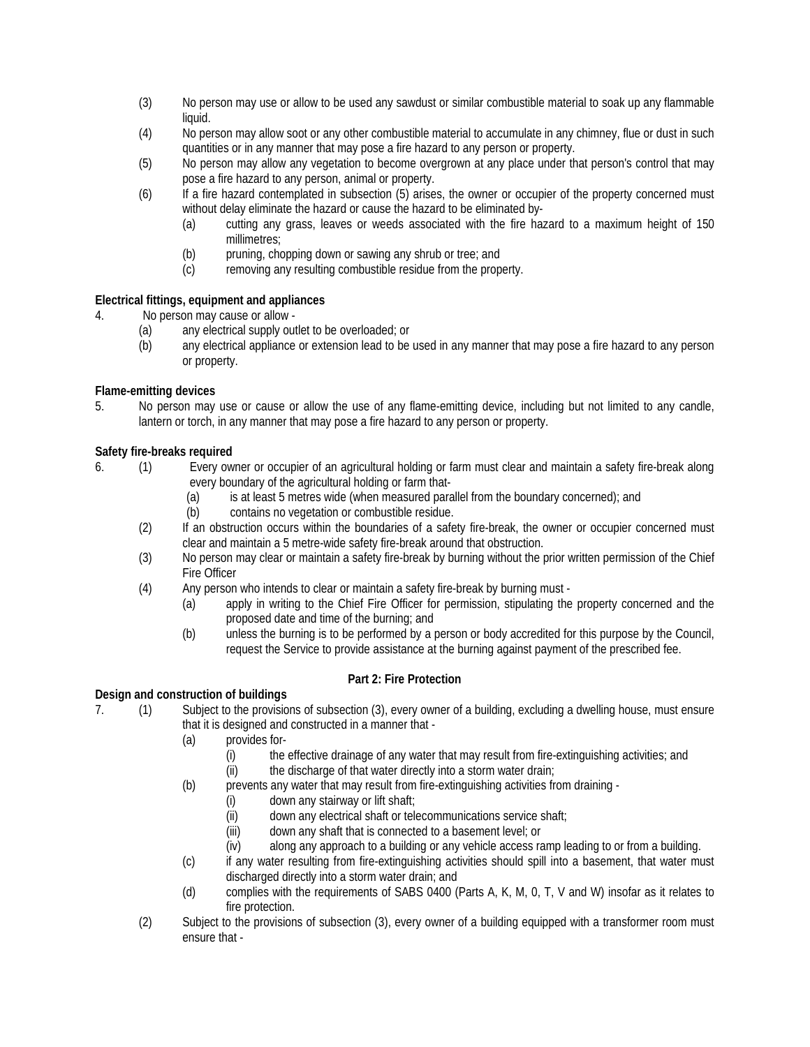(3) No person may use or allow to be used any sawdust or similar combustible material to soak up any flammable liquid.

(4) No person may allow soot or any other combustible material to accumulate in any chimney, flue or dust in such quantities or in any manner that may pose a fire hazard to any person or property.

(5) No person may allow any vegetation to become overgrown at any place under that person's control that may pose a fire hazard to any person, animal or property.

(6) If a fire hazard contemplated in subsection (5) arises, the owner or occupier of the property concerned must without delay eliminate the hazard or cause the hazard to be eliminated by-

   (a) cutting any grass, leaves or weeds associated with the fire hazard to a maximum height of 150 millimetres;

   (b) pruning, chopping down or sawing any shrub or tree; and

   (c) removing any resulting combustible residue from the property.

**Electrical fittings, equipment and appliances**

4. No person may cause or allow -

   (a) any electrical supply outlet to be overloaded; or

   (b) any electrical appliance or extension lead to be used in any manner that may pose a fire hazard to any person or property.

**Flame-emitting devices**

5. No person may use or cause or allow the use of any flame-emitting device, including but not limited to any candle, lantern or torch, in any manner that may pose a fire hazard to any person or property.

**Safety fire-breaks required**

6. (1) Every owner or occupier of an agricultural holding or farm must clear and maintain a safety fire-break along every boundary of the agricultural holding or farm that-

   (a) is at least 5 metres wide (when measured parallel from the boundary concerned); and

   (b) contains no vegetation or combustible residue.

(2) If an obstruction occurs within the boundaries of a safety fire-break, the owner or occupier concerned must clear and maintain a 5 metre-wide safety fire-break around that obstruction.

(3) No person may clear or maintain a safety fire-break by burning without the prior written permission of the Chief Fire Officer

(4) Any person who intends to clear or maintain a safety fire-break by burning must -

   (a) apply in writing to the Chief Fire Officer for permission, stipulating the property concerned and the proposed date and time of the burning; and

   (b) unless the burning is to be performed by a person or body accredited for this purpose by the Council, request the Service to provide assistance at the burning against payment of the prescribed fee.

## Part 2: Fire Protection

**Design and construction of buildings**

7. (1) Subject to the provisions of subsection (3), every owner of a building, excluding a dwelling house, must ensure that it is designed and constructed in a manner that -

   (a) provides for-

      (i) the effective drainage of any water that may result from fire-extinguishing activities; and

      (ii) the discharge of that water directly into a storm water drain;

   (b) prevents any water that may result from fire-extinguishing activities from draining -

      (i) down any stairway or lift shaft;

      (ii) down any electrical shaft or telecommunications service shaft;

      (iii) down any shaft that is connected to a basement level; or

      (iv) along any approach to a building or any vehicle access ramp leading to or from a building.

   (c) if any water resulting from fire-extinguishing activities should spill into a basement, that water must discharged directly into a storm water drain; and

   (d) complies with the requirements of SABS 0400 (Parts A, K, M, 0, T, V and W) insofar as it relates to fire protection.

(2) Subject to the provisions of subsection (3), every owner of a building equipped with a transformer room must ensure that -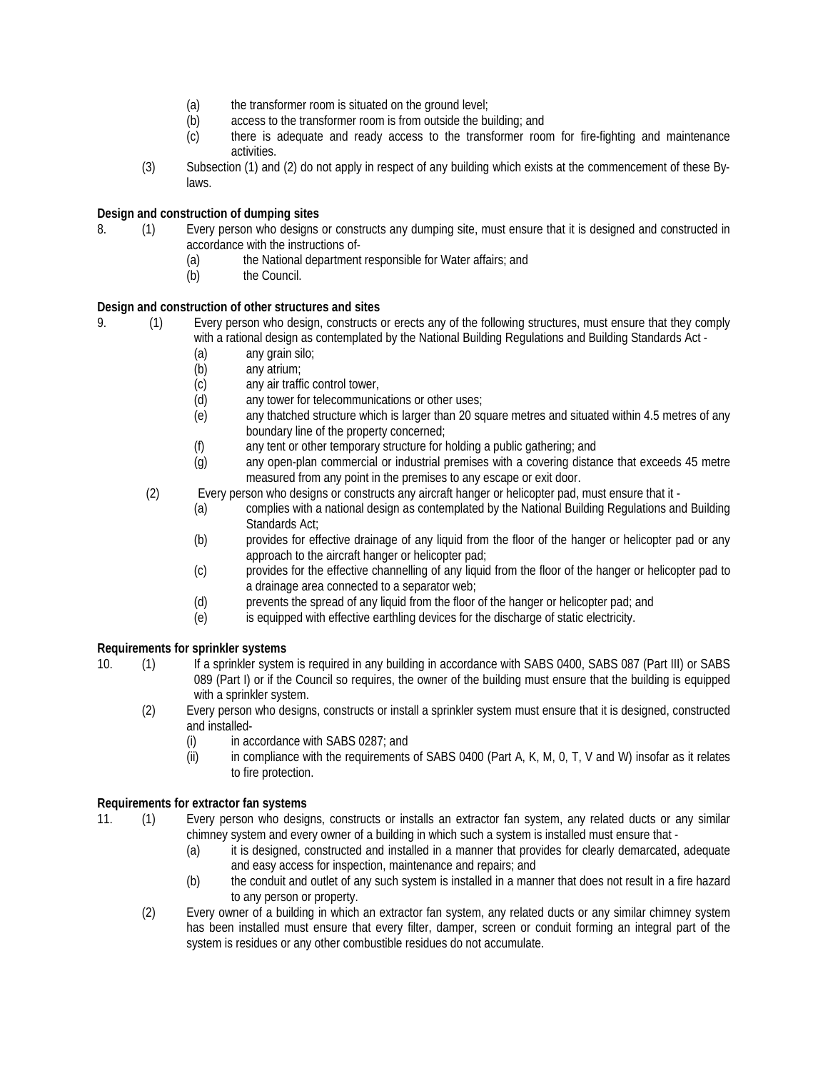(a) the transformer room is situated on the ground level;

(b) access to the transformer room is from outside the building; and

(c) there is adequate and ready access to the transformer room for fire-fighting and maintenance activities.

(3) Subsection (1) and (2) do not apply in respect of any building which exists at the commencement of these By-laws.

**Design and construction of dumping sites**

8. (1) Every person who designs or constructs any dumping site, must ensure that it is designed and constructed in accordance with the instructions of-

(a) the National department responsible for Water affairs; and

(b) the Council.

**Design and construction of other structures and sites**

9. (1) Every person who design, constructs or erects any of the following structures, must ensure that they comply with a rational design as contemplated by the National Building Regulations and Building Standards Act -

(a) any grain silo;

(b) any atrium;

(c) any air traffic control tower,

(d) any tower for telecommunications or other uses;

(e) any thatched structure which is larger than 20 square metres and situated within 4.5 metres of any boundary line of the property concerned;

(f) any tent or other temporary structure for holding a public gathering; and

(g) any open-plan commercial or industrial premises with a covering distance that exceeds 45 metre measured from any point in the premises to any escape or exit door.

(2) Every person who designs or constructs any aircraft hanger or helicopter pad, must ensure that it -

(a) complies with a national design as contemplated by the National Building Regulations and Building Standards Act;

(b) provides for effective drainage of any liquid from the floor of the hanger or helicopter pad or any approach to the aircraft hanger or helicopter pad;

(c) provides for the effective channelling of any liquid from the floor of the hanger or helicopter pad to a drainage area connected to a separator web;

(d) prevents the spread of any liquid from the floor of the hanger or helicopter pad; and

(e) is equipped with effective earthling devices for the discharge of static electricity.

**Requirements for sprinkler systems**

10. (1) If a sprinkler system is required in any building in accordance with SABS 0400, SABS 087 (Part III) or SABS 089 (Part I) or if the Council so requires, the owner of the building must ensure that the building is equipped with a sprinkler system.

(2) Every person who designs, constructs or install a sprinkler system must ensure that it is designed, constructed and installed-

(i) in accordance with SABS 0287; and

(ii) in compliance with the requirements of SABS 0400 (Part A, K, M, 0, T, V and W) insofar as it relates to fire protection.

**Requirements for extractor fan systems**

11. (1) Every person who designs, constructs or installs an extractor fan system, any related ducts or any similar chimney system and every owner of a building in which such a system is installed must ensure that -

(a) it is designed, constructed and installed in a manner that provides for clearly demarcated, adequate and easy access for inspection, maintenance and repairs; and

(b) the conduit and outlet of any such system is installed in a manner that does not result in a fire hazard to any person or property.

(2) Every owner of a building in which an extractor fan system, any related ducts or any similar chimney system has been installed must ensure that every filter, damper, screen or conduit forming an integral part of the system is residues or any other combustible residues do not accumulate.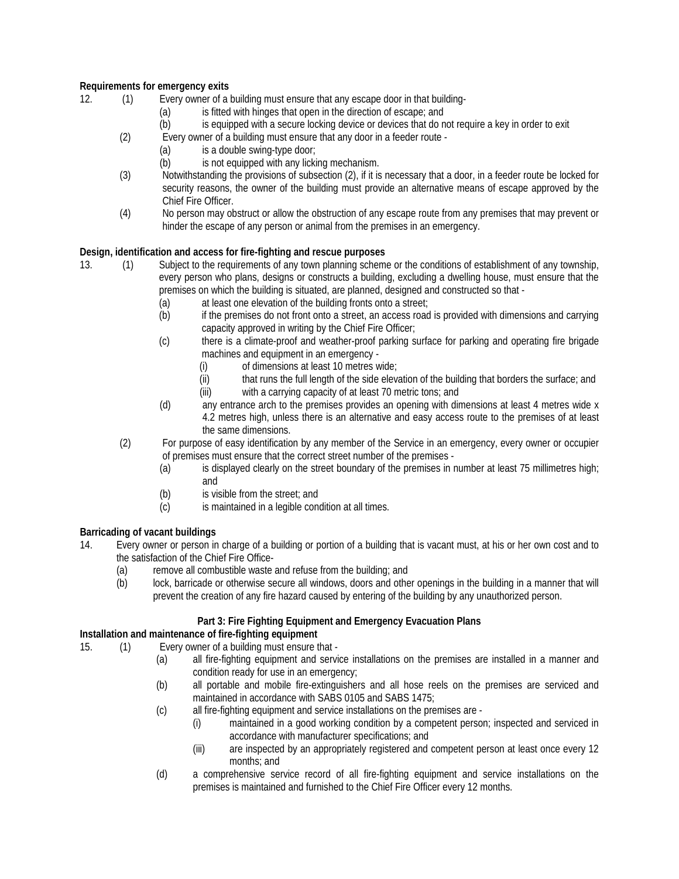**Requirements for emergency exits**

12. (1) Every owner of a building must ensure that any escape door in that building-
    - (a) is fitted with hinges that open in the direction of escape; and
    - (b) is equipped with a secure locking device or devices that do not require a key in order to exit

    (2) Every owner of a building must ensure that any door in a feeder route -
    - (a) is a double swing-type door;
    - (b) is not equipped with any licking mechanism.

    (3) Notwithstanding the provisions of subsection (2), if it is necessary that a door, in a feeder route be locked for security reasons, the owner of the building must provide an alternative means of escape approved by the Chief Fire Officer.

    (4) No person may obstruct or allow the obstruction of any escape route from any premises that may prevent or hinder the escape of any person or animal from the premises in an emergency.

**Design, identification and access for fire-fighting and rescue purposes**

13. (1) Subject to the requirements of any town planning scheme or the conditions of establishment of any township, every person who plans, designs or constructs a building, excluding a dwelling house, must ensure that the premises on which the building is situated, are planned, designed and constructed so that -
    - (a) at least one elevation of the building fronts onto a street;
    - (b) if the premises do not front onto a street, an access road is provided with dimensions and carrying capacity approved in writing by the Chief Fire Officer;
    - (c) there is a climate-proof and weather-proof parking surface for parking and operating fire brigade machines and equipment in an emergency -
        - (i) of dimensions at least 10 metres wide;
        - (ii) that runs the full length of the side elevation of the building that borders the surface; and
        - (iii) with a carrying capacity of at least 70 metric tons; and
    - (d) any entrance arch to the premises provides an opening with dimensions at least 4 metres wide x 4.2 metres high, unless there is an alternative and easy access route to the premises of at least the same dimensions.

    (2) For purpose of easy identification by any member of the Service in an emergency, every owner or occupier of premises must ensure that the correct street number of the premises -
    - (a) is displayed clearly on the street boundary of the premises in number at least 75 millimetres high; and
    - (b) is visible from the street; and
    - (c) is maintained in a legible condition at all times.

**Barricading of vacant buildings**

14. Every owner or person in charge of a building or portion of a building that is vacant must, at his or her own cost and to the satisfaction of the Chief Fire Office-
    - (a) remove all combustible waste and refuse from the building; and
    - (b) lock, barricade or otherwise secure all windows, doors and other openings in the building in a manner that will prevent the creation of any fire hazard caused by entering of the building by any unauthorized person.

**Part 3: Fire Fighting Equipment and Emergency Evacuation Plans**

**Installation and maintenance of fire-fighting equipment**

15. (1) Every owner of a building must ensure that -
    - (a) all fire-fighting equipment and service installations on the premises are installed in a manner and condition ready for use in an emergency;
    - (b) all portable and mobile fire-extinguishers and all hose reels on the premises are serviced and maintained in accordance with SABS 0105 and SABS 1475;
    - (c) all fire-fighting equipment and service installations on the premises are -
        - (i) maintained in a good working condition by a competent person; inspected and serviced in accordance with manufacturer specifications; and
        - (iii) are inspected by an appropriately registered and competent person at least once every 12 months; and
    - (d) a comprehensive service record of all fire-fighting equipment and service installations on the premises is maintained and furnished to the Chief Fire Officer every 12 months.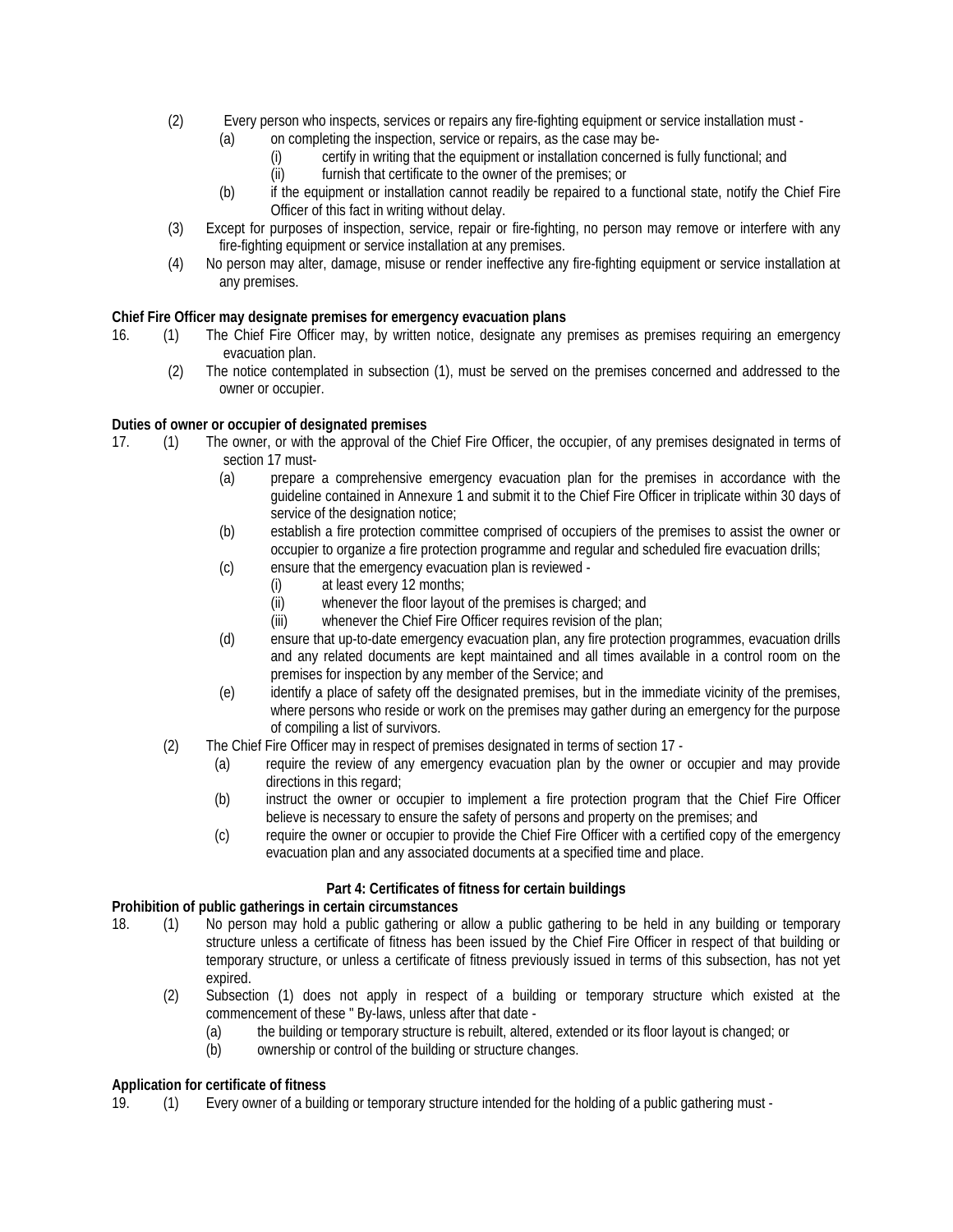(2) Every person who inspects, services or repairs any fire-fighting equipment or service installation must -

(a) on completing the inspection, service or repairs, as the case may be-

(i) certify in writing that the equipment or installation concerned is fully functional; and

(ii) furnish that certificate to the owner of the premises; or

(b) if the equipment or installation cannot readily be repaired to a functional state, notify the Chief Fire Officer of this fact in writing without delay.

(3) Except for purposes of inspection, service, repair or fire-fighting, no person may remove or interfere with any fire-fighting equipment or service installation at any premises.

(4) No person may alter, damage, misuse or render ineffective any fire-fighting equipment or service installation at any premises.

**Chief Fire Officer may designate premises for emergency evacuation plans**

16. (1) The Chief Fire Officer may, by written notice, designate any premises as premises requiring an emergency evacuation plan.

(2) The notice contemplated in subsection (1), must be served on the premises concerned and addressed to the owner or occupier.

**Duties of owner or occupier of designated premises**

17. (1) The owner, or with the approval of the Chief Fire Officer, the occupier, of any premises designated in terms of section 17 must-

(a) prepare a comprehensive emergency evacuation plan for the premises in accordance with the guideline contained in Annexure 1 and submit it to the Chief Fire Officer in triplicate within 30 days of service of the designation notice;

(b) establish a fire protection committee comprised of occupiers of the premises to assist the owner or occupier to organize a fire protection programme and regular and scheduled fire evacuation drills;

(c) ensure that the emergency evacuation plan is reviewed -

(i) at least every 12 months;

(ii) whenever the floor layout of the premises is charged; and

(iii) whenever the Chief Fire Officer requires revision of the plan;

(d) ensure that up-to-date emergency evacuation plan, any fire protection programmes, evacuation drills and any related documents are kept maintained and all times available in a control room on the premises for inspection by any member of the Service; and

(e) identify a place of safety off the designated premises, but in the immediate vicinity of the premises, where persons who reside or work on the premises may gather during an emergency for the purpose of compiling a list of survivors.

(2) The Chief Fire Officer may in respect of premises designated in terms of section 17 -

(a) require the review of any emergency evacuation plan by the owner or occupier and may provide directions in this regard;

(b) instruct the owner or occupier to implement a fire protection program that the Chief Fire Officer believe is necessary to ensure the safety of persons and property on the premises; and

(c) require the owner or occupier to provide the Chief Fire Officer with a certified copy of the emergency evacuation plan and any associated documents at a specified time and place.

## Part 4: Certificates of fitness for certain buildings

**Prohibition of public gatherings in certain circumstances**

18. (1) No person may hold a public gathering or allow a public gathering to be held in any building or temporary structure unless a certificate of fitness has been issued by the Chief Fire Officer in respect of that building or temporary structure, or unless a certificate of fitness previously issued in terms of this subsection, has not yet expired.

(2) Subsection (1) does not apply in respect of a building or temporary structure which existed at the commencement of these " By-laws, unless after that date -

(a) the building or temporary structure is rebuilt, altered, extended or its floor layout is changed; or

(b) ownership or control of the building or structure changes.

**Application for certificate of fitness**

19. (1) Every owner of a building or temporary structure intended for the holding of a public gathering must -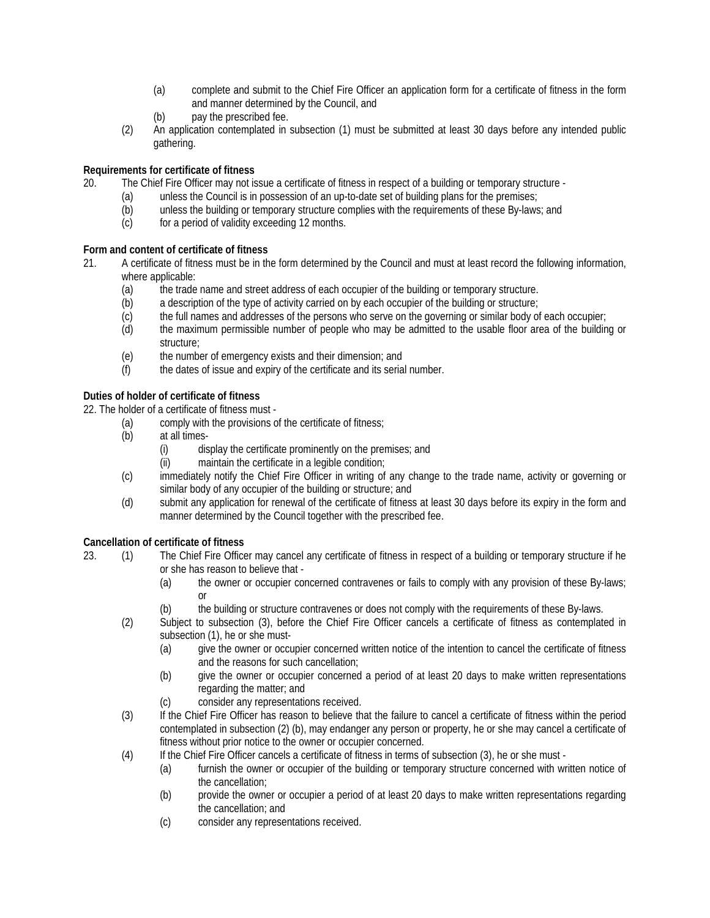(a) complete and submit to the Chief Fire Officer an application form for a certificate of fitness in the form and manner determined by the Council, and

(b) pay the prescribed fee.

(2) An application contemplated in subsection (1) must be submitted at least 30 days before any intended public gathering.

**Requirements for certificate of fitness**

20. The Chief Fire Officer may not issue a certificate of fitness in respect of a building or temporary structure -

(a) unless the Council is in possession of an up-to-date set of building plans for the premises;

(b) unless the building or temporary structure complies with the requirements of these By-laws; and

(c) for a period of validity exceeding 12 months.

**Form and content of certificate of fitness**

21. A certificate of fitness must be in the form determined by the Council and must at least record the following information, where applicable:

(a) the trade name and street address of each occupier of the building or temporary structure.

(b) a description of the type of activity carried on by each occupier of the building or structure;

(c) the full names and addresses of the persons who serve on the governing or similar body of each occupier;

(d) the maximum permissible number of people who may be admitted to the usable floor area of the building or structure;

(e) the number of emergency exists and their dimension; and

(f) the dates of issue and expiry of the certificate and its serial number.

**Duties of holder of certificate of fitness**

22. The holder of a certificate of fitness must -

(a) comply with the provisions of the certificate of fitness;

(b) at all times-

(i) display the certificate prominently on the premises; and

(ii) maintain the certificate in a legible condition;

(c) immediately notify the Chief Fire Officer in writing of any change to the trade name, activity or governing or similar body of any occupier of the building or structure; and

(d) submit any application for renewal of the certificate of fitness at least 30 days before its expiry in the form and manner determined by the Council together with the prescribed fee.

**Cancellation of certificate of fitness**

23. (1) The Chief Fire Officer may cancel any certificate of fitness in respect of a building or temporary structure if he or she has reason to believe that -

(a) the owner or occupier concerned contravenes or fails to comply with any provision of these By-laws; or

(b) the building or structure contravenes or does not comply with the requirements of these By-laws.

(2) Subject to subsection (3), before the Chief Fire Officer cancels a certificate of fitness as contemplated in subsection (1), he or she must-

(a) give the owner or occupier concerned written notice of the intention to cancel the certificate of fitness and the reasons for such cancellation;

(b) give the owner or occupier concerned a period of at least 20 days to make written representations regarding the matter; and

(c) consider any representations received.

(3) If the Chief Fire Officer has reason to believe that the failure to cancel a certificate of fitness within the period contemplated in subsection (2) (b), may endanger any person or property, he or she may cancel a certificate of fitness without prior notice to the owner or occupier concerned.

(4) If the Chief Fire Officer cancels a certificate of fitness in terms of subsection (3), he or she must -

(a) furnish the owner or occupier of the building or temporary structure concerned with written notice of the cancellation;

(b) provide the owner or occupier a period of at least 20 days to make written representations regarding the cancellation; and

(c) consider any representations received.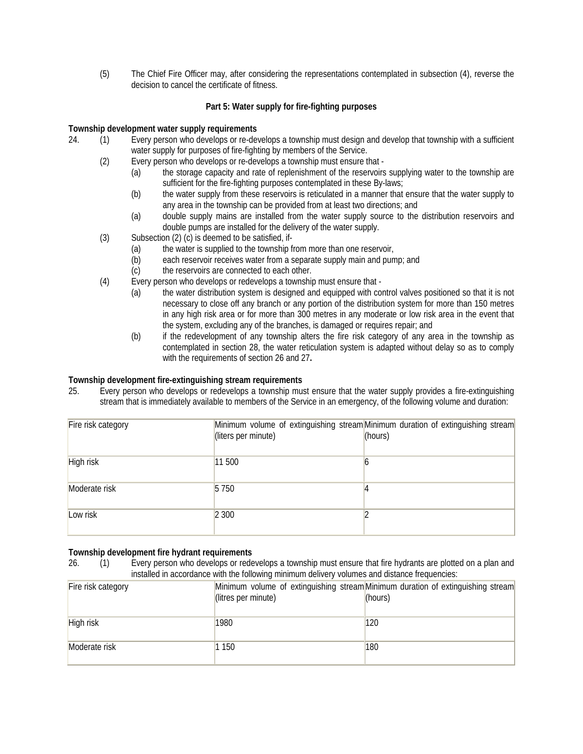(5) The Chief Fire Officer may, after considering the representations contemplated in subsection (4), reverse the decision to cancel the certificate of fitness.

## Part 5: Water supply for fire-fighting purposes

**Township development water supply requirements**

24. (1) Every person who develops or re-develops a township must design and develop that township with a sufficient water supply for purposes of fire-fighting by members of the Service.

(2) Every person who develops or re-develops a township must ensure that -

(a) the storage capacity and rate of replenishment of the reservoirs supplying water to the township are sufficient for the fire-fighting purposes contemplated in these By-laws;

(b) the water supply from these reservoirs is reticulated in a manner that ensure that the water supply to any area in the township can be provided from at least two directions; and

(a) double supply mains are installed from the water supply source to the distribution reservoirs and double pumps are installed for the delivery of the water supply.

(3) Subsection (2) (c) is deemed to be satisfied, if-

(a) the water is supplied to the township from more than one reservoir,

(b) each reservoir receives water from a separate supply main and pump; and

(c) the reservoirs are connected to each other.

(4) Every person who develops or redevelops a township must ensure that -

(a) the water distribution system is designed and equipped with control valves positioned so that it is not necessary to close off any branch or any portion of the distribution system for more than 150 metres in any high risk area or for more than 300 metres in any moderate or low risk area in the event that the system, excluding any of the branches, is damaged or requires repair; and

(b) if the redevelopment of any township alters the fire risk category of any area in the township as contemplated in section 28, the water reticulation system is adapted without delay so as to comply with the requirements of section 26 and 27.

**Township development fire-extinguishing stream requirements**

25. Every person who develops or redevelops a township must ensure that the water supply provides a fire-extinguishing stream that is immediately available to members of the Service in an emergency, of the following volume and duration:

| Fire risk category | Minimum volume of extinguishing stream (liters per minute) | Minimum duration of extinguishing stream (hours) |
|---|---|---|
| High risk | 11 500 | 6 |
| Moderate risk | 5 750 | 4 |
| Low risk | 2 300 | 2 |

**Township development fire hydrant requirements**

26. (1) Every person who develops or redevelops a township must ensure that fire hydrants are plotted on a plan and installed in accordance with the following minimum delivery volumes and distance frequencies:

| Fire risk category | Minimum volume of extinguishing stream (litres per minute) | Minimum duration of extinguishing stream (hours) |
|---|---|---|
| High risk | 1980 | 120 |
| Moderate risk | 1 150 | 180 |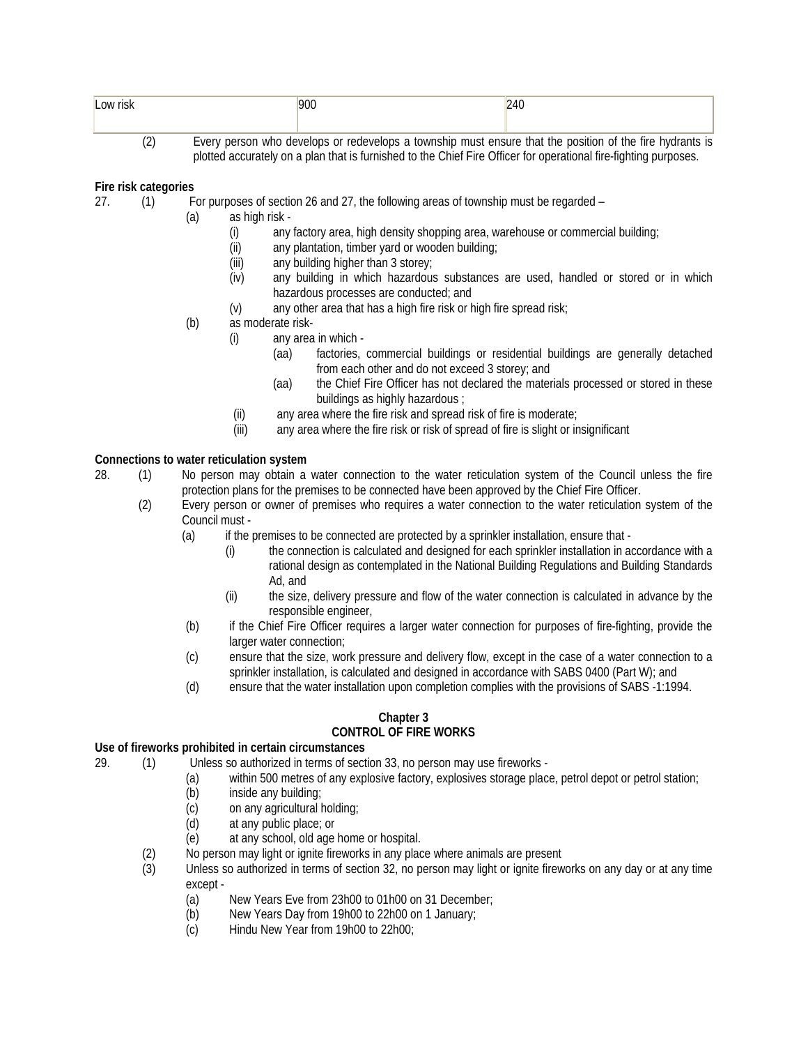| Low risk | 900 | 240 |
|---|---|---|

(2) Every person who develops or redevelops a township must ensure that the position of the fire hydrants is plotted accurately on a plan that is furnished to the Chief Fire Officer for operational fire-fighting purposes.

**Fire risk categories**

27. (1) For purposes of section 26 and 27, the following areas of township must be regarded –
   - (a) as high risk -
     - (i) any factory area, high density shopping area, warehouse or commercial building;
     - (ii) any plantation, timber yard or wooden building;
     - (iii) any building higher than 3 storey;
     - (iv) any building in which hazardous substances are used, handled or stored or in which hazardous processes are conducted; and
     - (v) any other area that has a high fire risk or high fire spread risk;
   - (b) as moderate risk-
     - (i) any area in which -
       - (aa) factories, commercial buildings or residential buildings are generally detached from each other and do not exceed 3 storey; and
       - (aa) the Chief Fire Officer has not declared the materials processed or stored in these buildings as highly hazardous ;
     - (ii) any area where the fire risk and spread risk of fire is moderate;
     - (iii) any area where the fire risk or risk of spread of fire is slight or insignificant

**Connections to water reticulation system**

28. (1) No person may obtain a water connection to the water reticulation system of the Council unless the fire protection plans for the premises to be connected have been approved by the Chief Fire Officer.

   (2) Every person or owner of premises who requires a water connection to the water reticulation system of the Council must -
   - (a) if the premises to be connected are protected by a sprinkler installation, ensure that -
     - (i) the connection is calculated and designed for each sprinkler installation in accordance with a rational design as contemplated in the National Building Regulations and Building Standards Ad, and
     - (ii) the size, delivery pressure and flow of the water connection is calculated in advance by the responsible engineer,
   - (b) if the Chief Fire Officer requires a larger water connection for purposes of fire-fighting, provide the larger water connection;
   - (c) ensure that the size, work pressure and delivery flow, except in the case of a water connection to a sprinkler installation, is calculated and designed in accordance with SABS 0400 (Part W); and
   - (d) ensure that the water installation upon completion complies with the provisions of SABS -1:1994.

## Chapter 3
## CONTROL OF FIRE WORKS

**Use of fireworks prohibited in certain circumstances**

29. (1) Unless so authorized in terms of section 33, no person may use fireworks -
   - (a) within 500 metres of any explosive factory, explosives storage place, petrol depot or petrol station;
   - (b) inside any building;
   - (c) on any agricultural holding;
   - (d) at any public place; or
   - (e) at any school, old age home or hospital.

   (2) No person may light or ignite fireworks in any place where animals are present

   (3) Unless so authorized in terms of section 32, no person may light or ignite fireworks on any day or at any time except -
   - (a) New Years Eve from 23h00 to 01h00 on 31 December;
   - (b) New Years Day from 19h00 to 22h00 on 1 January;
   - (c) Hindu New Year from 19h00 to 22h00;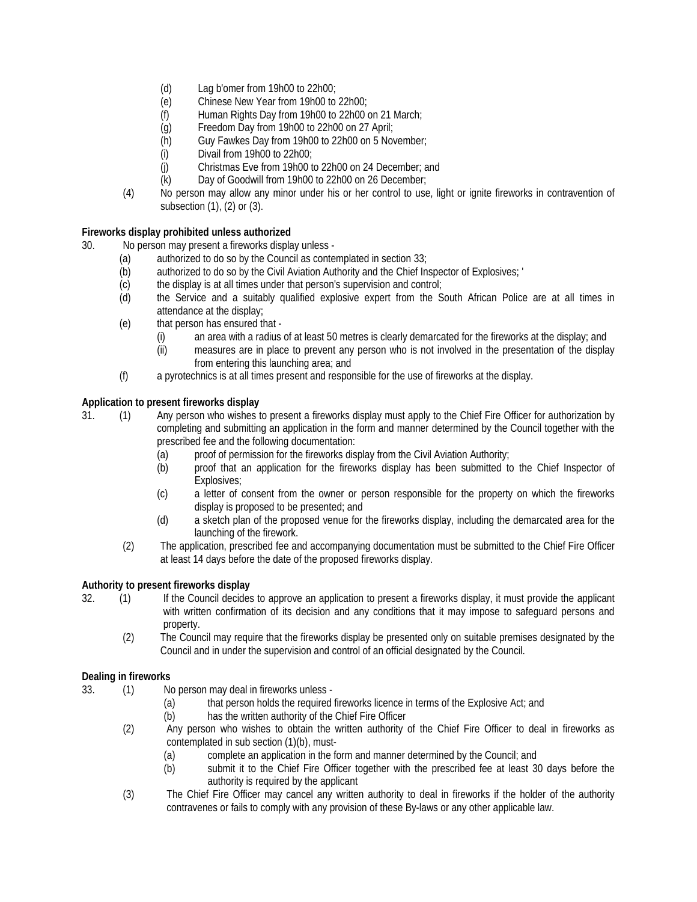(d) Lag b'omer from 19h00 to 22h00;
(e) Chinese New Year from 19h00 to 22h00;
(f) Human Rights Day from 19h00 to 22h00 on 21 March;
(g) Freedom Day from 19h00 to 22h00 on 27 April;
(h) Guy Fawkes Day from 19h00 to 22h00 on 5 November;
(i) Divail from 19h00 to 22h00;
(j) Christmas Eve from 19h00 to 22h00 on 24 December; and
(k) Day of Goodwill from 19h00 to 22h00 on 26 December;

(4) No person may allow any minor under his or her control to use, light or ignite fireworks in contravention of subsection (1), (2) or (3).

**Fireworks display prohibited unless authorized**

30. No person may present a fireworks display unless -
   (a) authorized to do so by the Council as contemplated in section 33;
   (b) authorized to do so by the Civil Aviation Authority and the Chief Inspector of Explosives; '
   (c) the display is at all times under that person's supervision and control;
   (d) the Service and a suitably qualified explosive expert from the South African Police are at all times in attendance at the display;
   (e) that person has ensured that -
      (i) an area with a radius of at least 50 metres is clearly demarcated for the fireworks at the display; and
      (ii) measures are in place to prevent any person who is not involved in the presentation of the display from entering this launching area; and
   (f) a pyrotechnics is at all times present and responsible for the use of fireworks at the display.

**Application to present fireworks display**

31. (1) Any person who wishes to present a fireworks display must apply to the Chief Fire Officer for authorization by completing and submitting an application in the form and manner determined by the Council together with the prescribed fee and the following documentation:
      (a) proof of permission for the fireworks display from the Civil Aviation Authority;
      (b) proof that an application for the fireworks display has been submitted to the Chief Inspector of Explosives;
      (c) a letter of consent from the owner or person responsible for the property on which the fireworks display is proposed to be presented; and
      (d) a sketch plan of the proposed venue for the fireworks display, including the demarcated area for the launching of the firework.

   (2) The application, prescribed fee and accompanying documentation must be submitted to the Chief Fire Officer at least 14 days before the date of the proposed fireworks display.

**Authority to present fireworks display**

32. (1) If the Council decides to approve an application to present a fireworks display, it must provide the applicant with written confirmation of its decision and any conditions that it may impose to safeguard persons and property.

   (2) The Council may require that the fireworks display be presented only on suitable premises designated by the Council and in under the supervision and control of an official designated by the Council.

**Dealing in fireworks**

33. (1) No person may deal in fireworks unless -
      (a) that person holds the required fireworks licence in terms of the Explosive Act; and
      (b) has the written authority of the Chief Fire Officer

   (2) Any person who wishes to obtain the written authority of the Chief Fire Officer to deal in fireworks as contemplated in sub section (1)(b), must-
      (a) complete an application in the form and manner determined by the Council; and
      (b) submit it to the Chief Fire Officer together with the prescribed fee at least 30 days before the authority is required by the applicant

   (3) The Chief Fire Officer may cancel any written authority to deal in fireworks if the holder of the authority contravenes or fails to comply with any provision of these By-laws or any other applicable law.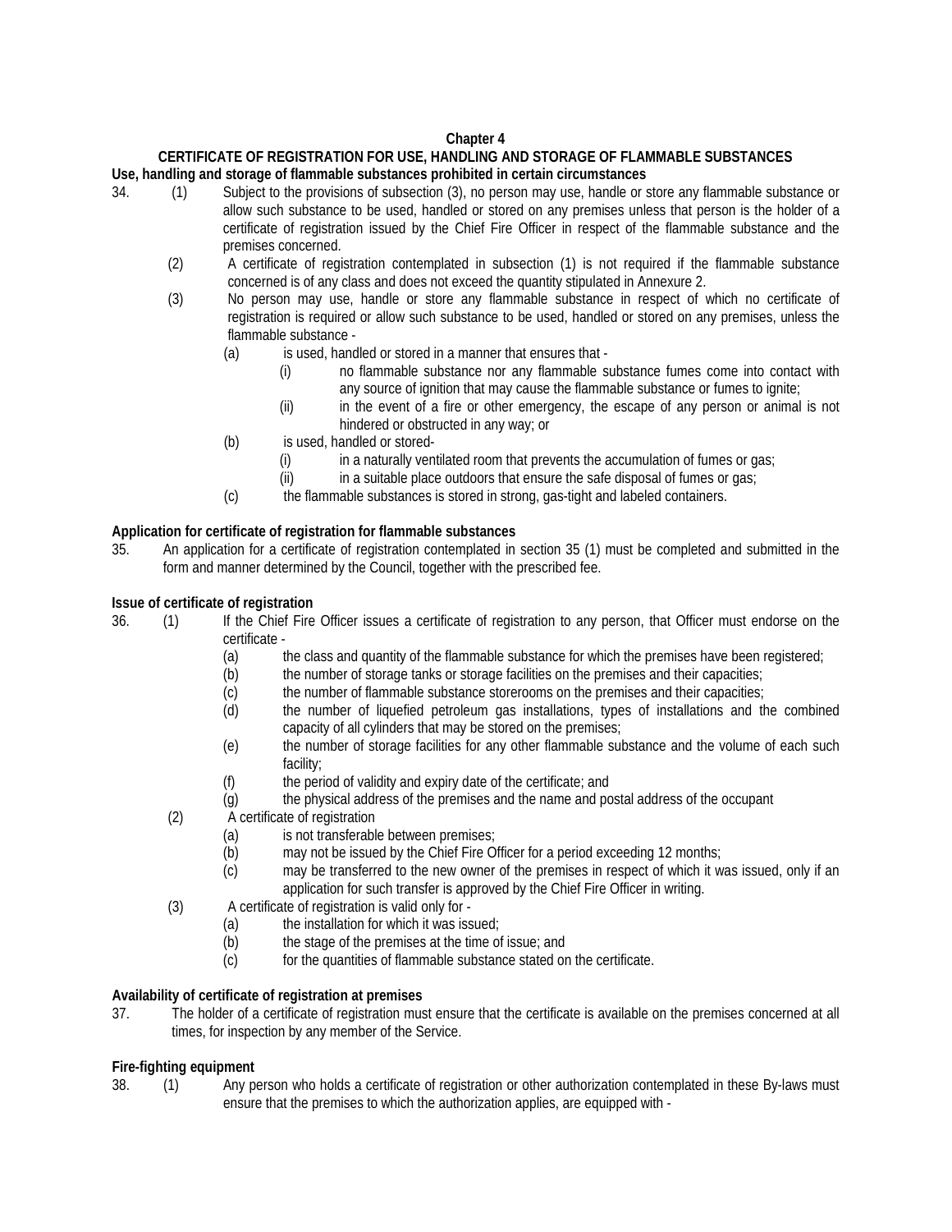## Chapter 4

## CERTIFICATE OF REGISTRATION FOR USE, HANDLING AND STORAGE OF FLAMMABLE SUBSTANCES

**Use, handling and storage of flammable substances prohibited in certain circumstances**

34. (1) Subject to the provisions of subsection (3), no person may use, handle or store any flammable substance or allow such substance to be used, handled or stored on any premises unless that person is the holder of a certificate of registration issued by the Chief Fire Officer in respect of the flammable substance and the premises concerned.

(2) A certificate of registration contemplated in subsection (1) is not required if the flammable substance concerned is of any class and does not exceed the quantity stipulated in Annexure 2.

(3) No person may use, handle or store any flammable substance in respect of which no certificate of registration is required or allow such substance to be used, handled or stored on any premises, unless the flammable substance -

(a) is used, handled or stored in a manner that ensures that -

(i) no flammable substance nor any flammable substance fumes come into contact with any source of ignition that may cause the flammable substance or fumes to ignite;

(ii) in the event of a fire or other emergency, the escape of any person or animal is not hindered or obstructed in any way; or

(b) is used, handled or stored-

(i) in a naturally ventilated room that prevents the accumulation of fumes or gas;

(ii) in a suitable place outdoors that ensure the safe disposal of fumes or gas;

(c) the flammable substances is stored in strong, gas-tight and labeled containers.

**Application for certificate of registration for flammable substances**

35. An application for a certificate of registration contemplated in section 35 (1) must be completed and submitted in the form and manner determined by the Council, together with the prescribed fee.

**Issue of certificate of registration**

36. (1) If the Chief Fire Officer issues a certificate of registration to any person, that Officer must endorse on the certificate -

(a) the class and quantity of the flammable substance for which the premises have been registered;

(b) the number of storage tanks or storage facilities on the premises and their capacities;

(c) the number of flammable substance storerooms on the premises and their capacities;

(d) the number of liquefied petroleum gas installations, types of installations and the combined capacity of all cylinders that may be stored on the premises;

(e) the number of storage facilities for any other flammable substance and the volume of each such facility;

(f) the period of validity and expiry date of the certificate; and

(g) the physical address of the premises and the name and postal address of the occupant

(2) A certificate of registration

(a) is not transferable between premises;

(b) may not be issued by the Chief Fire Officer for a period exceeding 12 months;

(c) may be transferred to the new owner of the premises in respect of which it was issued, only if an application for such transfer is approved by the Chief Fire Officer in writing.

(3) A certificate of registration is valid only for -

(a) the installation for which it was issued;

(b) the stage of the premises at the time of issue; and

(c) for the quantities of flammable substance stated on the certificate.

**Availability of certificate of registration at premises**

37. The holder of a certificate of registration must ensure that the certificate is available on the premises concerned at all times, for inspection by any member of the Service.

**Fire-fighting equipment**

38. (1) Any person who holds a certificate of registration or other authorization contemplated in these By-laws must ensure that the premises to which the authorization applies, are equipped with -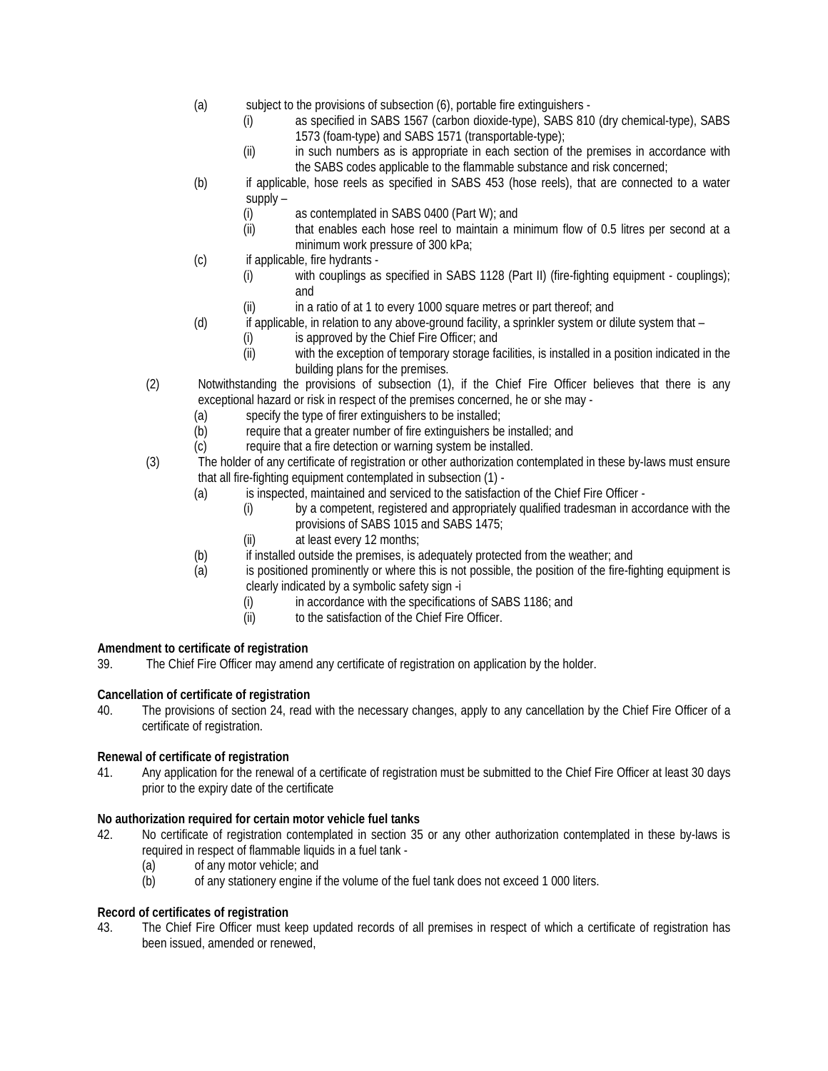(a) subject to the provisions of subsection (6), portable fire extinguishers -

   (i) as specified in SABS 1567 (carbon dioxide-type), SABS 810 (dry chemical-type), SABS 1573 (foam-type) and SABS 1571 (transportable-type);

   (ii) in such numbers as is appropriate in each section of the premises in accordance with the SABS codes applicable to the flammable substance and risk concerned;

(b) if applicable, hose reels as specified in SABS 453 (hose reels), that are connected to a water supply –

   (i) as contemplated in SABS 0400 (Part W); and

   (ii) that enables each hose reel to maintain a minimum flow of 0.5 litres per second at a minimum work pressure of 300 kPa;

(c) if applicable, fire hydrants -

   (i) with couplings as specified in SABS 1128 (Part II) (fire-fighting equipment - couplings); and

   (ii) in a ratio of at 1 to every 1000 square metres or part thereof; and

(d) if applicable, in relation to any above-ground facility, a sprinkler system or dilute system that –

   (i) is approved by the Chief Fire Officer; and

   (ii) with the exception of temporary storage facilities, is installed in a position indicated in the building plans for the premises.

(2) Notwithstanding the provisions of subsection (1), if the Chief Fire Officer believes that there is any exceptional hazard or risk in respect of the premises concerned, he or she may -

   (a) specify the type of firer extinguishers to be installed;

   (b) require that a greater number of fire extinguishers be installed; and

   (c) require that a fire detection or warning system be installed.

(3) The holder of any certificate of registration or other authorization contemplated in these by-laws must ensure that all fire-fighting equipment contemplated in subsection (1) -

   (a) is inspected, maintained and serviced to the satisfaction of the Chief Fire Officer -

      (i) by a competent, registered and appropriately qualified tradesman in accordance with the provisions of SABS 1015 and SABS 1475;

      (ii) at least every 12 months;

   (b) if installed outside the premises, is adequately protected from the weather; and

   (a) is positioned prominently or where this is not possible, the position of the fire-fighting equipment is clearly indicated by a symbolic safety sign -i

      (i) in accordance with the specifications of SABS 1186; and

      (ii) to the satisfaction of the Chief Fire Officer.

**Amendment to certificate of registration**

39. The Chief Fire Officer may amend any certificate of registration on application by the holder.

**Cancellation of certificate of registration**

40. The provisions of section 24, read with the necessary changes, apply to any cancellation by the Chief Fire Officer of a certificate of registration.

**Renewal of certificate of registration**

41. Any application for the renewal of a certificate of registration must be submitted to the Chief Fire Officer at least 30 days prior to the expiry date of the certificate

**No authorization required for certain motor vehicle fuel tanks**

42. No certificate of registration contemplated in section 35 or any other authorization contemplated in these by-laws is required in respect of flammable liquids in a fuel tank -

   (a) of any motor vehicle; and

   (b) of any stationery engine if the volume of the fuel tank does not exceed 1 000 liters.

**Record of certificates of registration**

43. The Chief Fire Officer must keep updated records of all premises in respect of which a certificate of registration has been issued, amended or renewed,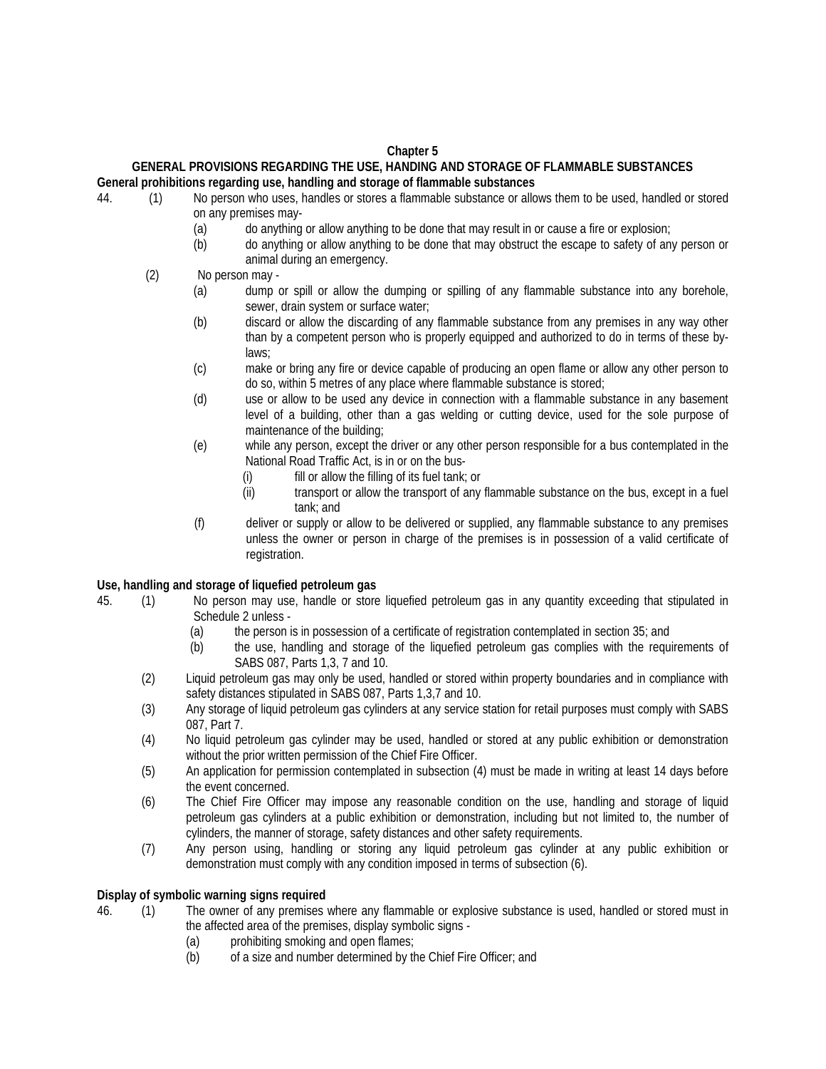# Chapter 5

## GENERAL PROVISIONS REGARDING THE USE, HANDING AND STORAGE OF FLAMMABLE SUBSTANCES

### General prohibitions regarding use, handling and storage of flammable substances

44. (1) No person who uses, handles or stores a flammable substance or allows them to be used, handled or stored on any premises may-
    - (a) do anything or allow anything to be done that may result in or cause a fire or explosion;
    - (b) do anything or allow anything to be done that may obstruct the escape to safety of any person or animal during an emergency.

    (2) No person may -
    - (a) dump or spill or allow the dumping or spilling of any flammable substance into any borehole, sewer, drain system or surface water;
    - (b) discard or allow the discarding of any flammable substance from any premises in any way other than by a competent person who is properly equipped and authorized to do in terms of these by-laws;
    - (c) make or bring any fire or device capable of producing an open flame or allow any other person to do so, within 5 metres of any place where flammable substance is stored;
    - (d) use or allow to be used any device in connection with a flammable substance in any basement level of a building, other than a gas welding or cutting device, used for the sole purpose of maintenance of the building;
    - (e) while any person, except the driver or any other person responsible for a bus contemplated in the National Road Traffic Act, is in or on the bus-
        - (i) fill or allow the filling of its fuel tank; or
        - (ii) transport or allow the transport of any flammable substance on the bus, except in a fuel tank; and
    - (f) deliver or supply or allow to be delivered or supplied, any flammable substance to any premises unless the owner or person in charge of the premises is in possession of a valid certificate of registration.

### Use, handling and storage of liquefied petroleum gas

45. (1) No person may use, handle or store liquefied petroleum gas in any quantity exceeding that stipulated in Schedule 2 unless -
    - (a) the person is in possession of a certificate of registration contemplated in section 35; and
    - (b) the use, handling and storage of the liquefied petroleum gas complies with the requirements of SABS 087, Parts 1,3, 7 and 10.

    (2) Liquid petroleum gas may only be used, handled or stored within property boundaries and in compliance with safety distances stipulated in SABS 087, Parts 1,3,7 and 10.

    (3) Any storage of liquid petroleum gas cylinders at any service station for retail purposes must comply with SABS 087, Part 7.

    (4) No liquid petroleum gas cylinder may be used, handled or stored at any public exhibition or demonstration without the prior written permission of the Chief Fire Officer.

    (5) An application for permission contemplated in subsection (4) must be made in writing at least 14 days before the event concerned.

    (6) The Chief Fire Officer may impose any reasonable condition on the use, handling and storage of liquid petroleum gas cylinders at a public exhibition or demonstration, including but not limited to, the number of cylinders, the manner of storage, safety distances and other safety requirements.

    (7) Any person using, handling or storing any liquid petroleum gas cylinder at any public exhibition or demonstration must comply with any condition imposed in terms of subsection (6).

### Display of symbolic warning signs required

46. (1) The owner of any premises where any flammable or explosive substance is used, handled or stored must in the affected area of the premises, display symbolic signs -
    - (a) prohibiting smoking and open flames;
    - (b) of a size and number determined by the Chief Fire Officer; and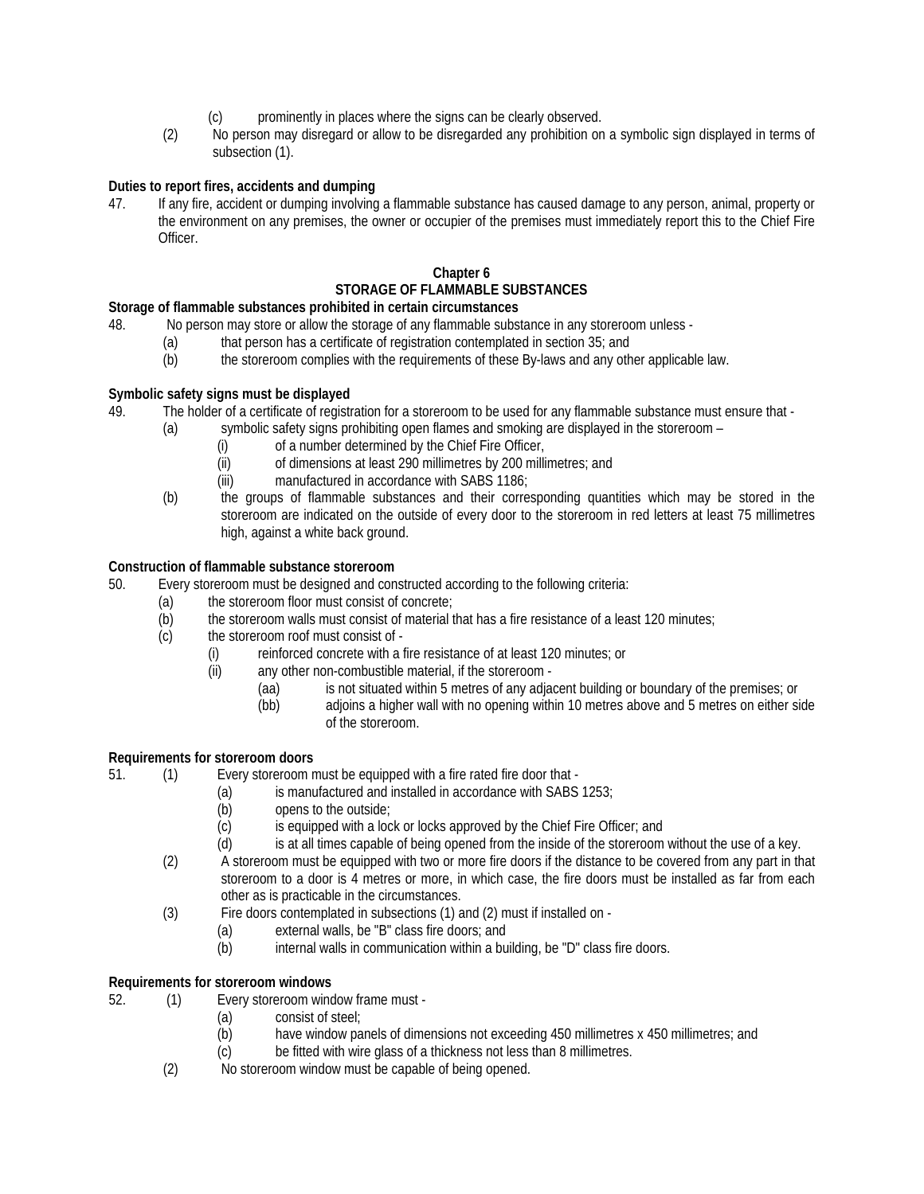(c) prominently in places where the signs can be clearly observed.

(2) No person may disregard or allow to be disregarded any prohibition on a symbolic sign displayed in terms of subsection (1).

**Duties to report fires, accidents and dumping**

47. If any fire, accident or dumping involving a flammable substance has caused damage to any person, animal, property or the environment on any premises, the owner or occupier of the premises must immediately report this to the Chief Fire Officer.

## Chapter 6
## STORAGE OF FLAMMABLE SUBSTANCES

**Storage of flammable substances prohibited in certain circumstances**

48. No person may store or allow the storage of any flammable substance in any storeroom unless -
    - (a) that person has a certificate of registration contemplated in section 35; and
    - (b) the storeroom complies with the requirements of these By-laws and any other applicable law.

**Symbolic safety signs must be displayed**

49. The holder of a certificate of registration for a storeroom to be used for any flammable substance must ensure that -
    - (a) symbolic safety signs prohibiting open flames and smoking are displayed in the storeroom –
        - (i) of a number determined by the Chief Fire Officer,
        - (ii) of dimensions at least 290 millimetres by 200 millimetres; and
        - (iii) manufactured in accordance with SABS 1186;
    - (b) the groups of flammable substances and their corresponding quantities which may be stored in the storeroom are indicated on the outside of every door to the storeroom in red letters at least 75 millimetres high, against a white back ground.

**Construction of flammable substance storeroom**

50. Every storeroom must be designed and constructed according to the following criteria:
    - (a) the storeroom floor must consist of concrete;
    - (b) the storeroom walls must consist of material that has a fire resistance of a least 120 minutes;
    - (c) the storeroom roof must consist of -
        - (i) reinforced concrete with a fire resistance of at least 120 minutes; or
        - (ii) any other non-combustible material, if the storeroom -
            - (aa) is not situated within 5 metres of any adjacent building or boundary of the premises; or
            - (bb) adjoins a higher wall with no opening within 10 metres above and 5 metres on either side of the storeroom.

**Requirements for storeroom doors**

51. (1) Every storeroom must be equipped with a fire rated fire door that -
    - (a) is manufactured and installed in accordance with SABS 1253;
    - (b) opens to the outside;
    - (c) is equipped with a lock or locks approved by the Chief Fire Officer; and
    - (d) is at all times capable of being opened from the inside of the storeroom without the use of a key.

    (2) A storeroom must be equipped with two or more fire doors if the distance to be covered from any part in that storeroom to a door is 4 metres or more, in which case, the fire doors must be installed as far from each other as is practicable in the circumstances.

    (3) Fire doors contemplated in subsections (1) and (2) must if installed on -
    - (a) external walls, be "B" class fire doors; and
    - (b) internal walls in communication within a building, be "D" class fire doors.

**Requirements for storeroom windows**

52. (1) Every storeroom window frame must -
    - (a) consist of steel;
    - (b) have window panels of dimensions not exceeding 450 millimetres x 450 millimetres; and
    - (c) be fitted with wire glass of a thickness not less than 8 millimetres.

    (2) No storeroom window must be capable of being opened.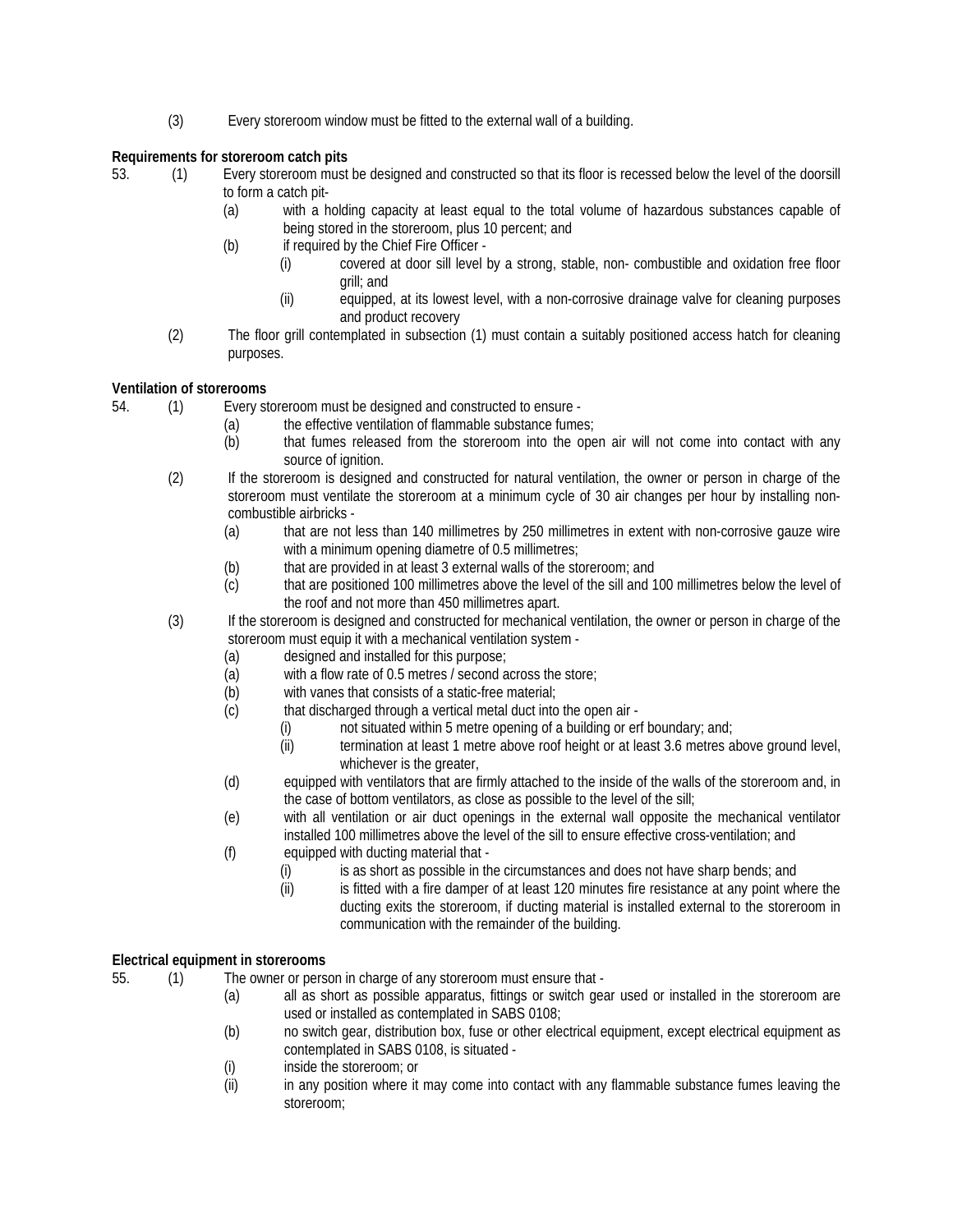(3) Every storeroom window must be fitted to the external wall of a building.

**Requirements for storeroom catch pits**

53. (1) Every storeroom must be designed and constructed so that its floor is recessed below the level of the doorsill to form a catch pit-

    (a) with a holding capacity at least equal to the total volume of hazardous substances capable of being stored in the storeroom, plus 10 percent; and

    (b) if required by the Chief Fire Officer -

        (i) covered at door sill level by a strong, stable, non- combustible and oxidation free floor grill; and

        (ii) equipped, at its lowest level, with a non-corrosive drainage valve for cleaning purposes and product recovery

(2) The floor grill contemplated in subsection (1) must contain a suitably positioned access hatch for cleaning purposes.

**Ventilation of storerooms**

54. (1) Every storeroom must be designed and constructed to ensure -

    (a) the effective ventilation of flammable substance fumes;

    (b) that fumes released from the storeroom into the open air will not come into contact with any source of ignition.

(2) If the storeroom is designed and constructed for natural ventilation, the owner or person in charge of the storeroom must ventilate the storeroom at a minimum cycle of 30 air changes per hour by installing non-combustible airbricks -

    (a) that are not less than 140 millimetres by 250 millimetres in extent with non-corrosive gauze wire with a minimum opening diametre of 0.5 millimetres;

    (b) that are provided in at least 3 external walls of the storeroom; and

    (c) that are positioned 100 millimetres above the level of the sill and 100 millimetres below the level of the roof and not more than 450 millimetres apart.

(3) If the storeroom is designed and constructed for mechanical ventilation, the owner or person in charge of the storeroom must equip it with a mechanical ventilation system -

    (a) designed and installed for this purpose;

    (a) with a flow rate of 0.5 metres / second across the store;

    (b) with vanes that consists of a static-free material;

    (c) that discharged through a vertical metal duct into the open air -

        (i) not situated within 5 metre opening of a building or erf boundary; and;

        (ii) termination at least 1 metre above roof height or at least 3.6 metres above ground level, whichever is the greater,

    (d) equipped with ventilators that are firmly attached to the inside of the walls of the storeroom and, in the case of bottom ventilators, as close as possible to the level of the sill;

    (e) with all ventilation or air duct openings in the external wall opposite the mechanical ventilator installed 100 millimetres above the level of the sill to ensure effective cross-ventilation; and

    (f) equipped with ducting material that -

        (i) is as short as possible in the circumstances and does not have sharp bends; and

        (ii) is fitted with a fire damper of at least 120 minutes fire resistance at any point where the ducting exits the storeroom, if ducting material is installed external to the storeroom in communication with the remainder of the building.

**Electrical equipment in storerooms**

55. (1) The owner or person in charge of any storeroom must ensure that -

    (a) all as short as possible apparatus, fittings or switch gear used or installed in the storeroom are used or installed as contemplated in SABS 0108;

    (b) no switch gear, distribution box, fuse or other electrical equipment, except electrical equipment as contemplated in SABS 0108, is situated -

    (i) inside the storeroom; or

    (ii) in any position where it may come into contact with any flammable substance fumes leaving the storeroom;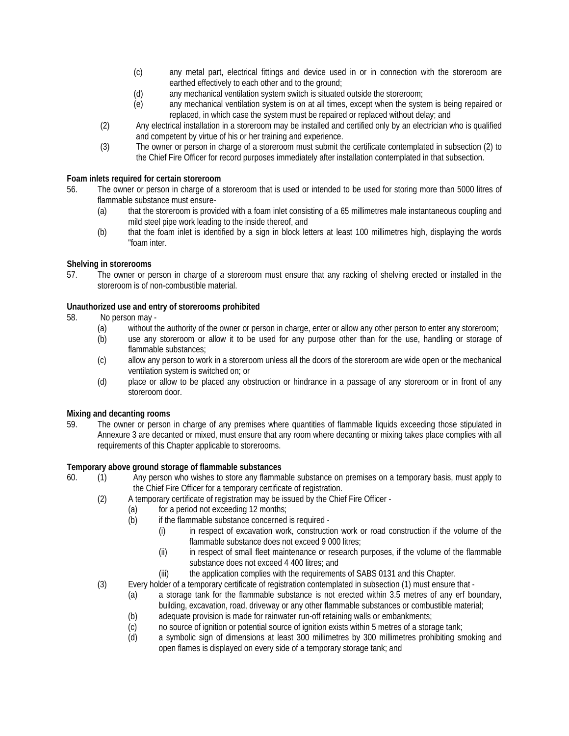(c) any metal part, electrical fittings and device used in or in connection with the storeroom are earthed effectively to each other and to the ground;

(d) any mechanical ventilation system switch is situated outside the storeroom;

(e) any mechanical ventilation system is on at all times, except when the system is being repaired or replaced, in which case the system must be repaired or replaced without delay; and

(2) Any electrical installation in a storeroom may be installed and certified only by an electrician who is qualified and competent by virtue of his or her training and experience.

(3) The owner or person in charge of a storeroom must submit the certificate contemplated in subsection (2) to the Chief Fire Officer for record purposes immediately after installation contemplated in that subsection.

**Foam inlets required for certain storeroom**

56. The owner or person in charge of a storeroom that is used or intended to be used for storing more than 5000 litres of flammable substance must ensure-

(a) that the storeroom is provided with a foam inlet consisting of a 65 millimetres male instantaneous coupling and mild steel pipe work leading to the inside thereof, and

(b) that the foam inlet is identified by a sign in block letters at least 100 millimetres high, displaying the words "foam inter.

**Shelving in storerooms**

57. The owner or person in charge of *a* storeroom must ensure that any racking of shelving erected or installed in the storeroom is of non-combustible material.

**Unauthorized use and entry of storerooms prohibited**

58. No person may -

(a) without the authority of the owner or person in charge, enter or allow any other person to enter any storeroom;

(b) use any storeroom or allow it to be used for any purpose other than for the use, handling or storage of flammable substances;

(c) allow any person to work in a storeroom unless all the doors of the storeroom are wide open or the mechanical ventilation system is switched on; or

(d) place or allow to be placed any obstruction or hindrance in a passage of any storeroom or in front of any storeroom door.

**Mixing and decanting rooms**

59. The owner or person in charge of any premises where quantities of flammable liquids exceeding those stipulated in Annexure 3 are decanted or mixed, must ensure that any room where decanting or mixing takes place complies with all requirements of this Chapter applicable to storerooms.

**Temporary above ground storage of flammable substances**

60. (1) Any person who wishes to store any flammable substance on premises on a temporary basis, must apply to the Chief Fire Officer for a temporary certificate of registration.

(2) A temporary certificate of registration may be issued by the Chief Fire Officer -

(a) for a period not exceeding 12 months;

(b) if the flammable substance concerned is required -

(i) in respect of excavation work, construction work or road construction if the volume of the flammable substance does not exceed 9 000 litres;

(ii) in respect of small fleet maintenance or research purposes, if the volume of the flammable substance does not exceed 4 400 litres; and

(iii) the application complies with the requirements of SABS 0131 and this Chapter.

(3) Every holder of a temporary certificate of registration contemplated in subsection (1) must ensure that -

(a) a storage tank for the flammable substance is not erected within 3.5 metres of any erf boundary, building, excavation, road, driveway or any other flammable substances or combustible material;

(b) adequate provision is made for rainwater run-off retaining walls or embankments;

(c) no source of ignition or potential source of ignition exists within 5 metres of a storage tank;

(d) a symbolic sign of dimensions at least 300 millimetres by 300 millimetres prohibiting smoking and open flames is displayed on every side of a temporary storage tank; and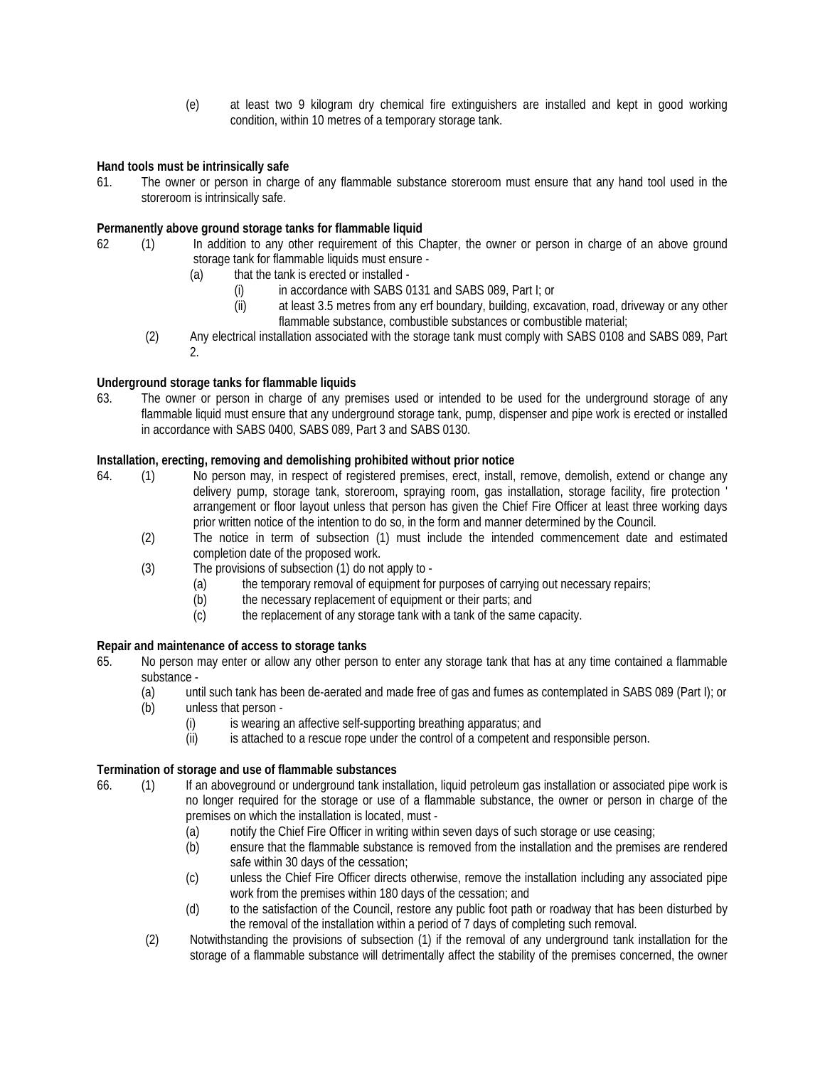(e) at least two 9 kilogram dry chemical fire extinguishers are installed and kept in good working condition, within 10 metres of a temporary storage tank.

**Hand tools must be intrinsically safe**

61. The owner or person in charge of any flammable substance storeroom must ensure that any hand tool used in the storeroom is intrinsically safe.

**Permanently above ground storage tanks for flammable liquid**

62 (1) In addition to any other requirement of this Chapter, the owner or person in charge of an above ground storage tank for flammable liquids must ensure -

(a) that the tank is erected or installed -

(i) in accordance with SABS 0131 and SABS 089, Part I; or

(ii) at least 3.5 metres from any erf boundary, building, excavation, road, driveway or any other flammable substance, combustible substances or combustible material;

(2) Any electrical installation associated with the storage tank must comply with SABS 0108 and SABS 089, Part 2.

**Underground storage tanks for flammable liquids**

63. The owner or person in charge of any premises used or intended to be used for the underground storage of any flammable liquid must ensure that any underground storage tank, pump, dispenser and pipe work is erected or installed in accordance with SABS 0400, SABS 089, Part 3 and SABS 0130.

**Installation, erecting, removing and demolishing prohibited without prior notice**

64. (1) No person may, in respect of registered premises, erect, install, remove, demolish, extend or change any delivery pump, storage tank, storeroom, spraying room, gas installation, storage facility, fire protection ' arrangement or floor layout unless that person has given the Chief Fire Officer at least three working days prior written notice of the intention to do so, in the form and manner determined by the Council.

(2) The notice in term of subsection (1) must include the intended commencement date and estimated completion date of the proposed work.

(3) The provisions of subsection (1) do not apply to -

(a) the temporary removal of equipment for purposes of carrying out necessary repairs;

(b) the necessary replacement of equipment or their parts; and

(c) the replacement of any storage tank with a tank of the same capacity.

**Repair and maintenance of access to storage tanks**

65. No person may enter or allow any other person to enter any storage tank that has at any time contained a flammable substance -

(a) until such tank has been de-aerated and made free of gas and fumes as contemplated in SABS 089 (Part I); or

(b) unless that person -

(i) is wearing an affective self-supporting breathing apparatus; and

(ii) is attached to a rescue rope under the control of a competent and responsible person.

**Termination of storage and use of flammable substances**

66. (1) If an aboveground or underground tank installation, liquid petroleum gas installation or associated pipe work is no longer required for the storage or use of a flammable substance, the owner or person in charge of the premises on which the installation is located, must -

(a) notify the Chief Fire Officer in writing within seven days of such storage or use ceasing;

(b) ensure that the flammable substance is removed from the installation and the premises are rendered safe within 30 days of the cessation;

(c) unless the Chief Fire Officer directs otherwise, remove the installation including any associated pipe work from the premises within 180 days of the cessation; and

(d) to the satisfaction of the Council, restore any public foot path or roadway that has been disturbed by the removal of the installation within a period of 7 days of completing such removal.

(2) Notwithstanding the provisions of subsection (1) if the removal of any underground tank installation for the storage of a flammable substance will detrimentally affect the stability of the premises concerned, the owner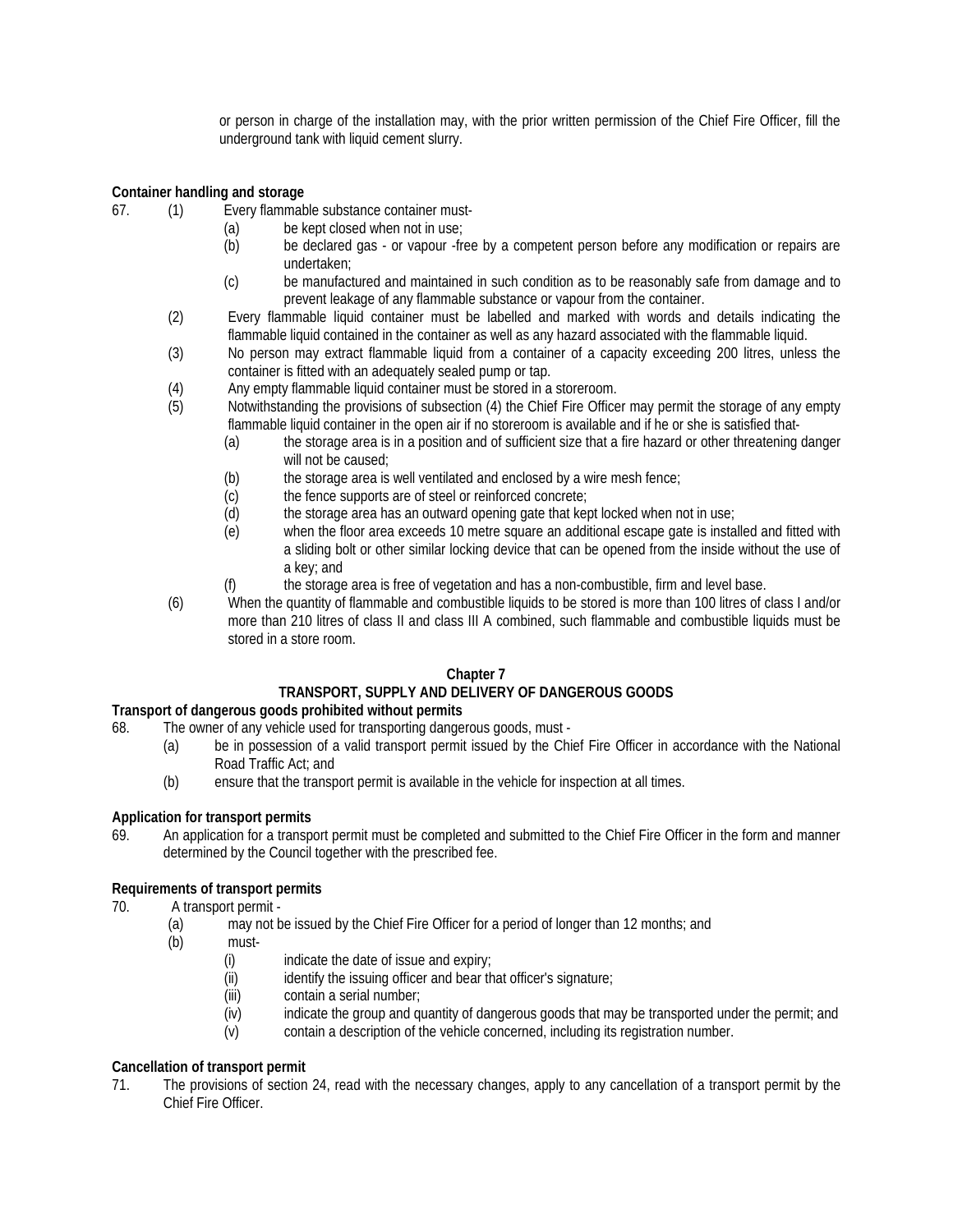or person in charge of the installation may, with the prior written permission of the Chief Fire Officer, fill the underground tank with liquid cement slurry.

**Container handling and storage**

67. (1) Every flammable substance container must-

(a) be kept closed when not in use;

(b) be declared gas - or vapour -free by a competent person before any modification or repairs are undertaken;

(c) be manufactured and maintained in such condition as to be reasonably safe from damage and to prevent leakage of any flammable substance or vapour from the container.

(2) Every flammable liquid container must be labelled and marked with words and details indicating the flammable liquid contained in the container as well as any hazard associated with the flammable liquid.

(3) No person may extract flammable liquid from a container of a capacity exceeding 200 litres, unless the container is fitted with an adequately sealed pump or tap.

(4) Any empty flammable liquid container must be stored in a storeroom.

(5) Notwithstanding the provisions of subsection (4) the Chief Fire Officer may permit the storage of any empty flammable liquid container in the open air if no storeroom is available and if he or she is satisfied that-

(a) the storage area is in a position and of sufficient size that a fire hazard or other threatening danger will not be caused;

(b) the storage area is well ventilated and enclosed by a wire mesh fence;

(c) the fence supports are of steel or reinforced concrete;

(d) the storage area has an outward opening gate that kept locked when not in use;

(e) when the floor area exceeds 10 metre square an additional escape gate is installed and fitted with a sliding bolt or other similar locking device that can be opened from the inside without the use of a key; and

(f) the storage area is free of vegetation and has a non-combustible, firm and level base.

(6) When the quantity of flammable and combustible liquids to be stored is more than 100 litres of class I and/or more than 210 litres of class II and class III A combined, such flammable and combustible liquids must be stored in a store room.

## Chapter 7
## TRANSPORT, SUPPLY AND DELIVERY OF DANGEROUS GOODS

**Transport of dangerous goods prohibited without permits**

68. The owner of any vehicle used for transporting dangerous goods, must -

(a) be in possession of a valid transport permit issued by the Chief Fire Officer in accordance with the National Road Traffic Act; and

(b) ensure that the transport permit is available in the vehicle for inspection at all times.

**Application for transport permits**

69. An application for a transport permit must be completed and submitted to the Chief Fire Officer in the form and manner determined by the Council together with the prescribed fee.

**Requirements of transport permits**

70. A transport permit -

(a) may not be issued by the Chief Fire Officer for a period of longer than 12 months; and

(b) must-

(i) indicate the date of issue and expiry;

(ii) identify the issuing officer and bear that officer's signature;

(iii) contain a serial number;

(iv) indicate the group and quantity of dangerous goods that may be transported under the permit; and

(v) contain a description of the vehicle concerned, including its registration number.

**Cancellation of transport permit**

71. The provisions of section 24, read with the necessary changes, apply to any cancellation of a transport permit by the Chief Fire Officer.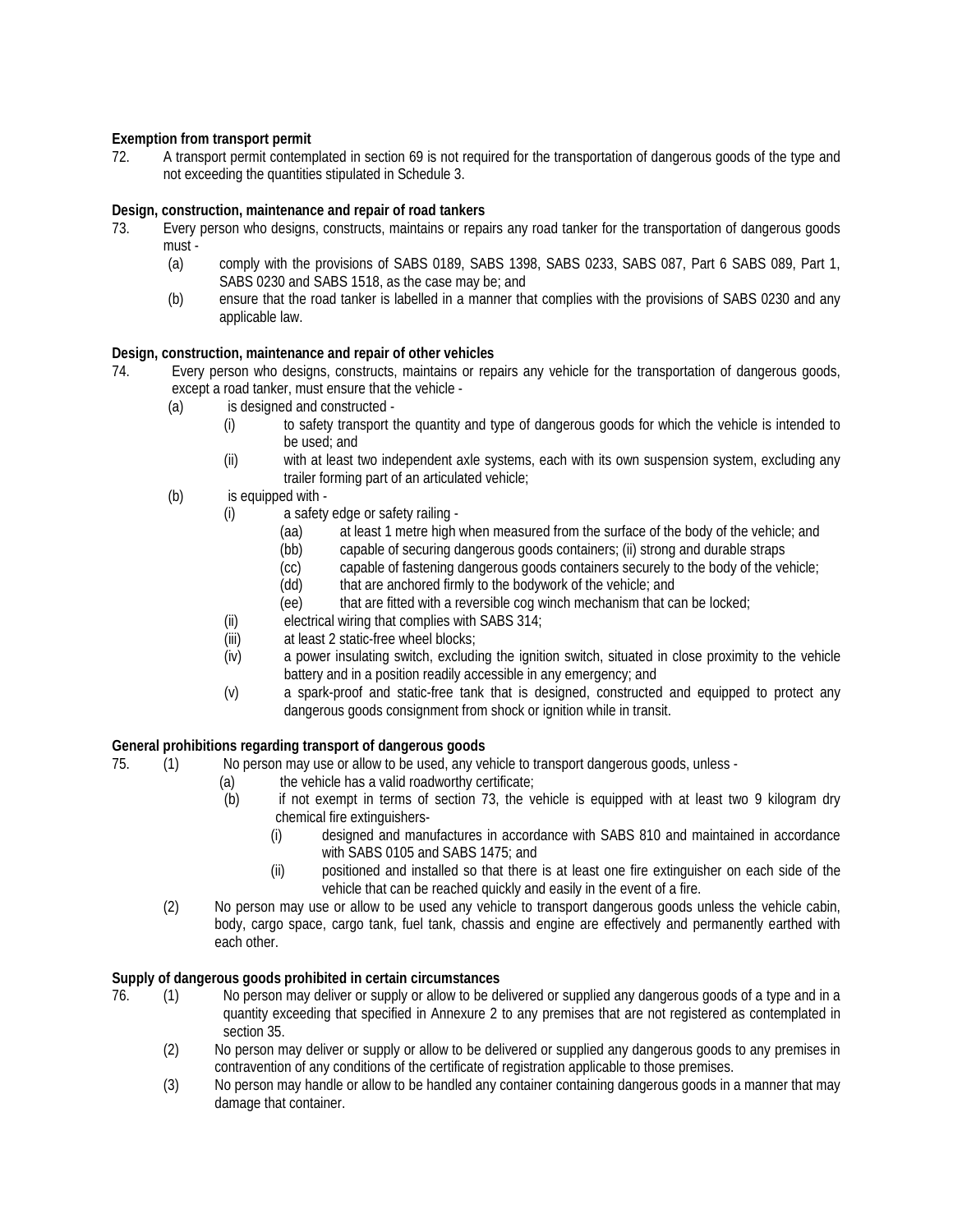**Exemption from transport permit**

72. A transport permit contemplated in section 69 is not required for the transportation of dangerous goods of the type and not exceeding the quantities stipulated in Schedule 3.

**Design, construction, maintenance and repair of road tankers**

73. Every person who designs, constructs, maintains or repairs any road tanker for the transportation of dangerous goods must -

(a) comply with the provisions of SABS 0189, SABS 1398, SABS 0233, SABS 087, Part 6 SABS 089, Part 1, SABS 0230 and SABS 1518, as the case may be; and

(b) ensure that the road tanker is labelled in a manner that complies with the provisions of SABS 0230 and any applicable law.

**Design, construction, maintenance and repair of other vehicles**

74. Every person who designs, constructs, maintains or repairs any vehicle for the transportation of dangerous goods, except a road tanker, must ensure that the vehicle -

(a) is designed and constructed -

(i) to safety transport the quantity and type of dangerous goods for which the vehicle is intended to be used; and

(ii) with at least two independent axle systems, each with its own suspension system, excluding any trailer forming part of an articulated vehicle;

(b) is equipped with -

(i) a safety edge or safety railing -

(aa) at least 1 metre high when measured from the surface of the body of the vehicle; and

(bb) capable of securing dangerous goods containers; (ii) strong and durable straps

(cc) capable of fastening dangerous goods containers securely to the body of the vehicle;

(dd) that are anchored firmly to the bodywork of the vehicle; and

(ee) that are fitted with a reversible cog winch mechanism that can be locked;

(ii) electrical wiring that complies with SABS 314;

(iii) at least 2 static-free wheel blocks;

(iv) a power insulating switch, excluding the ignition switch, situated in close proximity to the vehicle battery and in a position readily accessible in any emergency; and

(v) a spark-proof and static-free tank that is designed, constructed and equipped to protect any dangerous goods consignment from shock or ignition while in transit.

**General prohibitions regarding transport of dangerous goods**

75. (1) No person may use or allow to be used, any vehicle to transport dangerous goods, unless -

(a) the vehicle has a valid roadworthy certificate;

(b) if not exempt in terms of section 73, the vehicle is equipped with at least two 9 kilogram dry chemical fire extinguishers-

(i) designed and manufactures in accordance with SABS 810 and maintained in accordance with SABS 0105 and SABS 1475; and

(ii) positioned and installed so that there is at least one fire extinguisher on each side of the vehicle that can be reached quickly and easily in the event of a fire.

(2) No person may use or allow to be used any vehicle to transport dangerous goods unless the vehicle cabin, body, cargo space, cargo tank, fuel tank, chassis and engine are effectively and permanently earthed with each other.

**Supply of dangerous goods prohibited in certain circumstances**

76. (1) No person may deliver or supply or allow to be delivered or supplied any dangerous goods of a type and in a quantity exceeding that specified in Annexure 2 to any premises that are not registered as contemplated in section 35.

(2) No person may deliver or supply or allow to be delivered or supplied any dangerous goods to any premises in contravention of any conditions of the certificate of registration applicable to those premises.

(3) No person may handle or allow to be handled any container containing dangerous goods in a manner that may damage that container.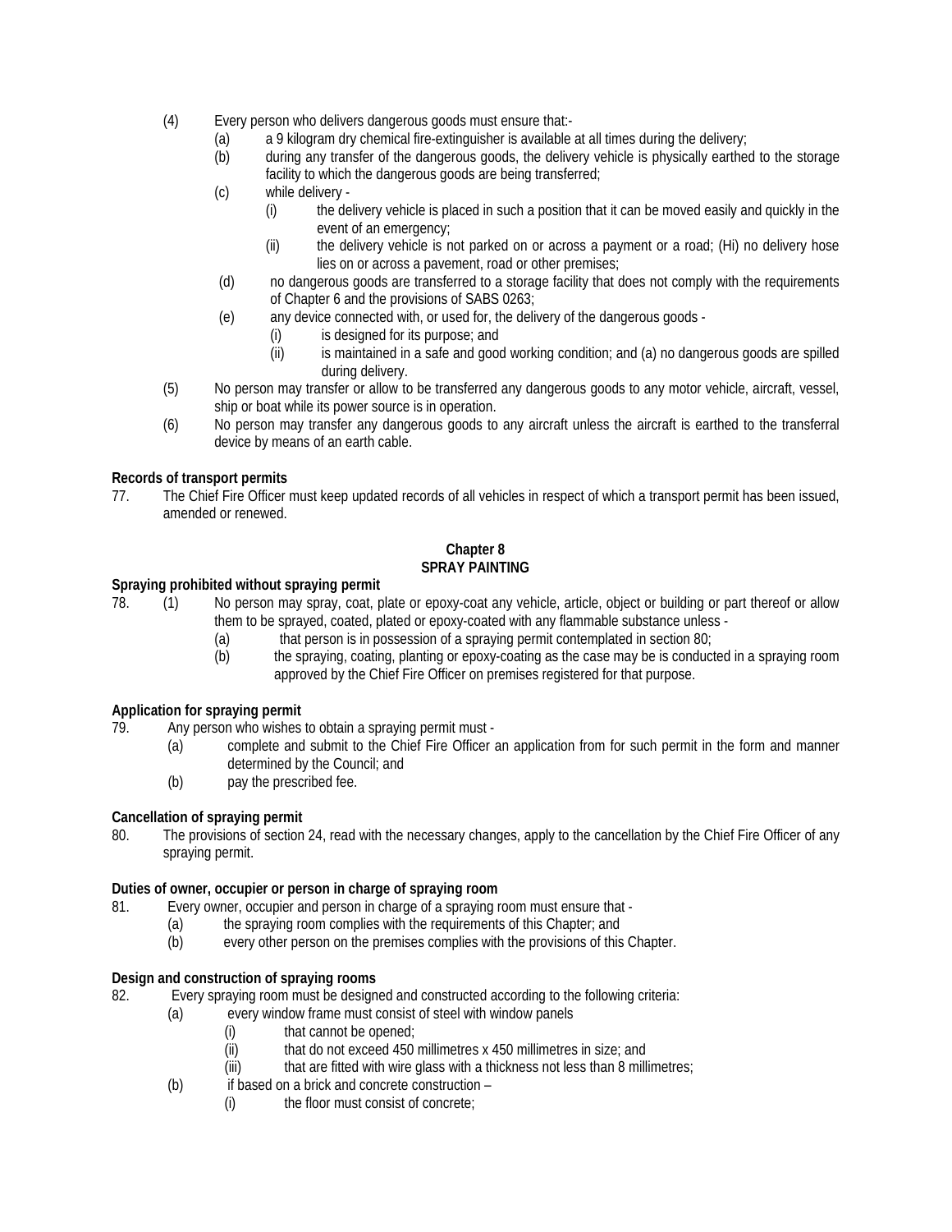(4) Every person who delivers dangerous goods must ensure that:-

  (a) a 9 kilogram dry chemical fire-extinguisher is available at all times during the delivery;

  (b) during any transfer of the dangerous goods, the delivery vehicle is physically earthed to the storage facility to which the dangerous goods are being transferred;

  (c) while delivery -

    (i) the delivery vehicle is placed in such a position that it can be moved easily and quickly in the event of an emergency;

    (ii) the delivery vehicle is not parked on or across a payment or a road; (Hi) no delivery hose lies on or across a pavement, road or other premises;

  (d) no dangerous goods are transferred to a storage facility that does not comply with the requirements of Chapter 6 and the provisions of SABS 0263;

  (e) any device connected with, or used for, the delivery of the dangerous goods -

    (i) is designed for its purpose; and

    (ii) is maintained in a safe and good working condition; and (a) no dangerous goods are spilled during delivery.

(5) No person may transfer or allow to be transferred any dangerous goods to any motor vehicle, aircraft, vessel, ship or boat while its power source is in operation.

(6) No person may transfer any dangerous goods to any aircraft unless the aircraft is earthed to the transferral device by means of an earth cable.

**Records of transport permits**

77. The Chief Fire Officer must keep updated records of all vehicles in respect of which a transport permit has been issued, amended or renewed.

## Chapter 8
## SPRAY PAINTING

**Spraying prohibited without spraying permit**

78. (1) No person may spray, coat, plate or epoxy-coat any vehicle, article, object or building or part thereof or allow them to be sprayed, coated, plated or epoxy-coated with any flammable substance unless -

  (a) that person is in possession of a spraying permit contemplated in section 80;

  (b) the spraying, coating, planting or epoxy-coating as the case may be is conducted in a spraying room approved by the Chief Fire Officer on premises registered for that purpose.

**Application for spraying permit**

79. Any person who wishes to obtain a spraying permit must -

  (a) complete and submit to the Chief Fire Officer an application from for such permit in the form and manner determined by the Council; and

  (b) pay the prescribed fee.

**Cancellation of spraying permit**

80. The provisions of section 24, read with the necessary changes, apply to the cancellation by the Chief Fire Officer of any spraying permit.

**Duties of owner, occupier or person in charge of spraying room**

81. Every owner, occupier and person in charge of a spraying room must ensure that -

  (a) the spraying room complies with the requirements of this Chapter; and

  (b) every other person on the premises complies with the provisions of this Chapter.

**Design and construction of spraying rooms**

82. Every spraying room must be designed and constructed according to the following criteria:

  (a) every window frame must consist of steel with window panels

    (i) that cannot be opened;

    (ii) that do not exceed 450 millimetres x 450 millimetres in size; and

    (iii) that are fitted with wire glass with a thickness not less than 8 millimetres;

  (b) if based on a brick and concrete construction –

    (i) the floor must consist of concrete;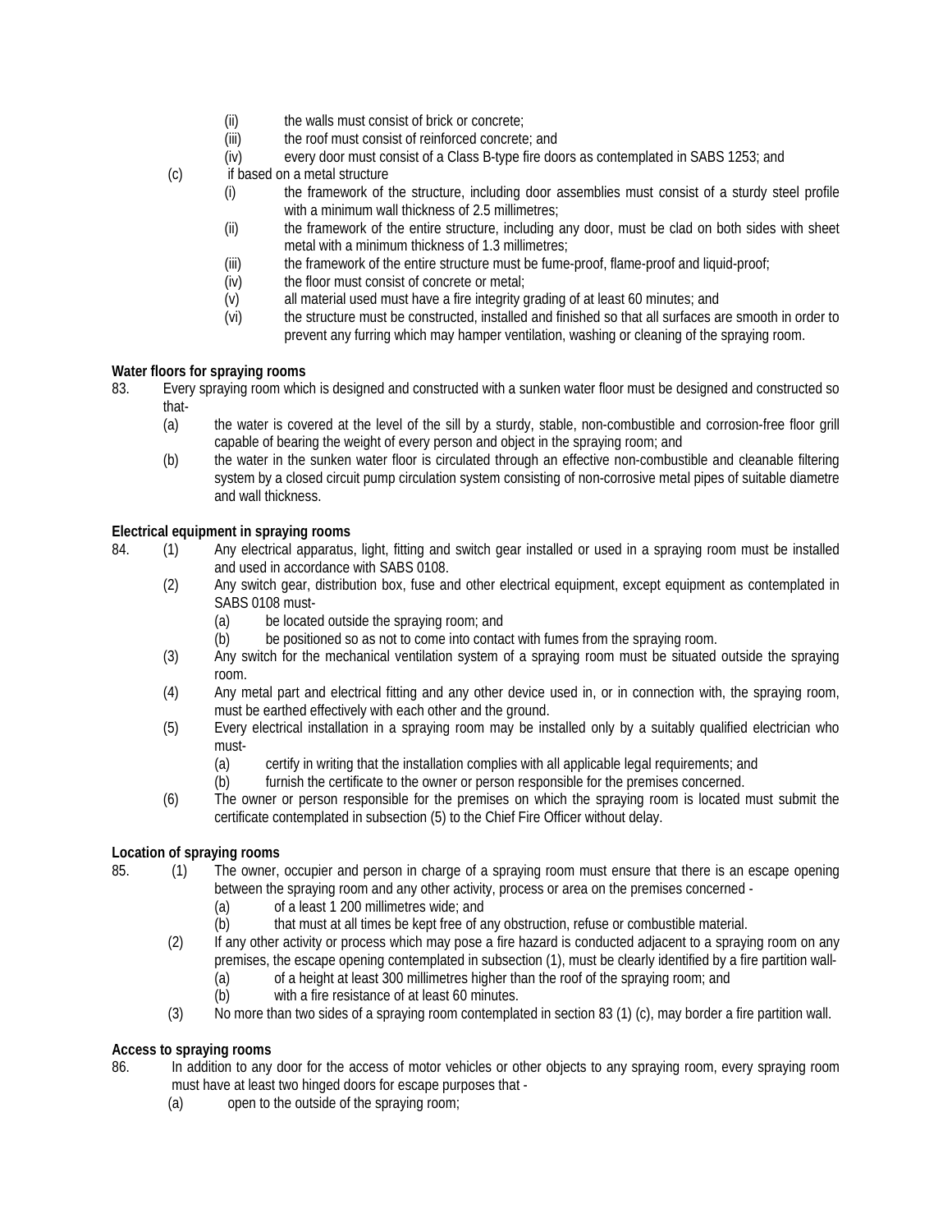(ii) the walls must consist of brick or concrete;
(iii) the roof must consist of reinforced concrete; and
(iv) every door must consist of a Class B-type fire doors as contemplated in SABS 1253; and

(c) if based on a metal structure
(i) the framework of the structure, including door assemblies must consist of a sturdy steel profile with a minimum wall thickness of 2.5 millimetres;
(ii) the framework of the entire structure, including any door, must be clad on both sides with sheet metal with a minimum thickness of 1.3 millimetres;
(iii) the framework of the entire structure must be fume-proof, flame-proof and liquid-proof;
(iv) the floor must consist of concrete or metal;
(v) all material used must have a fire integrity grading of at least 60 minutes; and
(vi) the structure must be constructed, installed and finished so that all surfaces are smooth in order to prevent any furring which may hamper ventilation, washing or cleaning of the spraying room.

**Water floors for spraying rooms**

83. Every spraying room which is designed and constructed with a sunken water floor must be designed and constructed so that-
(a) the water is covered at the level of the sill by a sturdy, stable, non-combustible and corrosion-free floor grill capable of bearing the weight of every person and object in the spraying room; and
(b) the water in the sunken water floor is circulated through an effective non-combustible and cleanable filtering system by a closed circuit pump circulation system consisting of non-corrosive metal pipes of suitable diametre and wall thickness.

**Electrical equipment in spraying rooms**

84. (1) Any electrical apparatus, light, fitting and switch gear installed or used in a spraying room must be installed and used in accordance with SABS 0108.
(2) Any switch gear, distribution box, fuse and other electrical equipment, except equipment as contemplated in SABS 0108 must-
(a) be located outside the spraying room; and
(b) be positioned so as not to come into contact with fumes from the spraying room.
(3) Any switch for the mechanical ventilation system of a spraying room must be situated outside the spraying room.
(4) Any metal part and electrical fitting and any other device used in, or in connection with, the spraying room, must be earthed effectively with each other and the ground.
(5) Every electrical installation in a spraying room may be installed only by a suitably qualified electrician who must-
(a) certify in writing that the installation complies with all applicable legal requirements; and
(b) furnish the certificate to the owner or person responsible for the premises concerned.
(6) The owner or person responsible for the premises on which the spraying room is located must submit the certificate contemplated in subsection (5) to the Chief Fire Officer without delay.

**Location of spraying rooms**

85. (1) The owner, occupier and person in charge of a spraying room must ensure that there is an escape opening between the spraying room and any other activity, process or area on the premises concerned -
(a) of a least 1 200 millimetres wide; and
(b) that must at all times be kept free of any obstruction, refuse or combustible material.
(2) If any other activity or process which may pose a fire hazard is conducted adjacent to a spraying room on any premises, the escape opening contemplated in subsection (1), must be clearly identified by a fire partition wall-
(a) of a height at least 300 millimetres higher than the roof of the spraying room; and
(b) with a fire resistance of at least 60 minutes.
(3) No more than two sides of a spraying room contemplated in section 83 (1) (c), may border a fire partition wall.

**Access to spraying rooms**

86. In addition to any door for the access of motor vehicles or other objects to any spraying room, every spraying room must have at least two hinged doors for escape purposes that -
(a) open to the outside of the spraying room;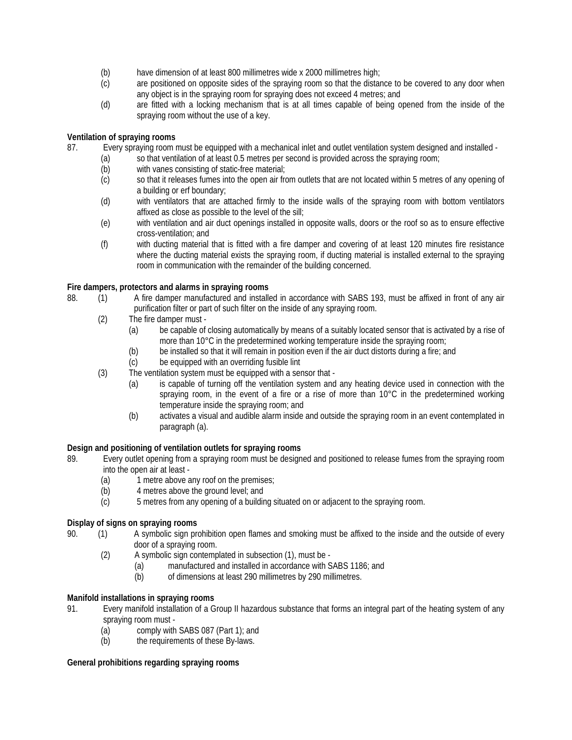(b) have dimension of at least 800 millimetres wide x 2000 millimetres high;

(c) are positioned on opposite sides of the spraying room so that the distance to be covered to any door when any object is in the spraying room for spraying does not exceed 4 metres; and

(d) are fitted with a locking mechanism that is at all times capable of being opened from the inside of the spraying room without the use of a key.

**Ventilation of spraying rooms**

87. Every spraying room must be equipped with a mechanical inlet and outlet ventilation system designed and installed -

(a) so that ventilation of at least 0.5 metres per second is provided across the spraying room;

(b) with vanes consisting of static-free material;

(c) so that it releases fumes into the open air from outlets that are not located within 5 metres of any opening of a building or erf boundary;

(d) with ventilators that are attached firmly to the inside walls of the spraying room with bottom ventilators affixed as close as possible to the level of the sill;

(e) with ventilation and air duct openings installed in opposite walls, doors or the roof so as to ensure effective cross-ventilation; and

(f) with ducting material that is fitted with a fire damper and covering of at least 120 minutes fire resistance where the ducting material exists the spraying room, if ducting material is installed external to the spraying room in communication with the remainder of the building concerned.

**Fire dampers, protectors and alarms in spraying rooms**

88. (1) A fire damper manufactured and installed in accordance with SABS 193, must be affixed in front of any air purification filter or part of such filter on the inside of any spraying room.

(2) The fire damper must -

(a) be capable of closing automatically by means of a suitably located sensor that is activated by a rise of more than 10°C in the predetermined working temperature inside the spraying room;

(b) be installed so that it will remain in position even if the air duct distorts during a fire; and

(c) be equipped with an overriding fusible lint

(3) The ventilation system must be equipped with a sensor that -

(a) is capable of turning off the ventilation system and any heating device used in connection with the spraying room, in the event of a fire or a rise of more than 10°C in the predetermined working temperature inside the spraying room; and

(b) activates a visual and audible alarm inside and outside the spraying room in an event contemplated in paragraph (a).

**Design and positioning of ventilation outlets for spraying rooms**

89. Every outlet opening from a spraying room must be designed and positioned to release fumes from the spraying room into the open air at least -

(a) 1 metre above any roof on the premises;

(b) 4 metres above the ground level; and

(c) 5 metres from any opening of a building situated on or adjacent to the spraying room.

**Display of signs on spraying rooms**

90. (1) A symbolic sign prohibition open flames and smoking must be affixed to the inside and the outside of every door of a spraying room.

(2) A symbolic sign contemplated in subsection (1), must be -

(a) manufactured and installed in accordance with SABS 1186; and

(b) of dimensions at least 290 millimetres by 290 millimetres.

**Manifold installations in spraying rooms**

91. Every manifold installation of a Group II hazardous substance that forms an integral part of the heating system of any spraying room must -

(a) comply with SABS 087 (Part 1); and

(b) the requirements of these By-laws.

**General prohibitions regarding spraying rooms**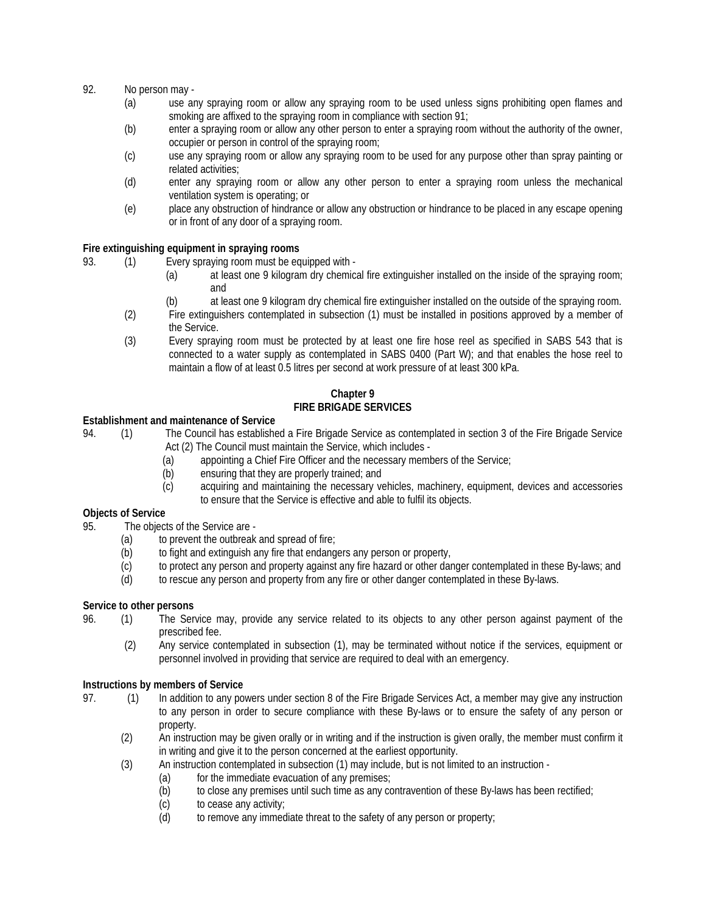92. No person may -

(a) use any spraying room or allow any spraying room to be used unless signs prohibiting open flames and smoking are affixed to the spraying room in compliance with section 91;

(b) enter a spraying room or allow any other person to enter a spraying room without the authority of the owner, occupier or person in control of the spraying room;

(c) use any spraying room or allow any spraying room to be used for any purpose other than spray painting or related activities;

(d) enter any spraying room or allow any other person to enter a spraying room unless the mechanical ventilation system is operating; or

(e) place any obstruction of hindrance or allow any obstruction or hindrance to be placed in any escape opening or in front of any door of a spraying room.

**Fire extinguishing equipment in spraying rooms**

93. (1) Every spraying room must be equipped with -

(a) at least one 9 kilogram dry chemical fire extinguisher installed on the inside of the spraying room; and

(b) at least one 9 kilogram dry chemical fire extinguisher installed on the outside of the spraying room.

(2) Fire extinguishers contemplated in subsection (1) must be installed in positions approved by a member of the Service.

(3) Every spraying room must be protected by at least one fire hose reel as specified in SABS 543 that is connected to a water supply as contemplated in SABS 0400 (Part W); and that enables the hose reel to maintain a flow of at least 0.5 litres per second at work pressure of at least 300 kPa.

## Chapter 9
## FIRE BRIGADE SERVICES

**Establishment and maintenance of Service**

94. (1) The Council has established a Fire Brigade Service as contemplated in section 3 of the Fire Brigade Service Act (2) The Council must maintain the Service, which includes -

(a) appointing a Chief Fire Officer and the necessary members of the Service;

(b) ensuring that they are properly trained; and

(c) acquiring and maintaining the necessary vehicles, machinery, equipment, devices and accessories to ensure that the Service is effective and able to fulfil its objects.

**Objects of Service**

95. The objects of the Service are -

(a) to prevent the outbreak and spread of fire;

(b) to fight and extinguish any fire that endangers any person or property,

(c) to protect any person and property against any fire hazard or other danger contemplated in these By-laws; and

(d) to rescue any person and property from any fire or other danger contemplated in these By-laws.

**Service to other persons**

96. (1) The Service may, provide any service related to its objects to any other person against payment of the prescribed fee.

(2) Any service contemplated in subsection (1), may be terminated without notice if the services, equipment or personnel involved in providing that service are required to deal with an emergency.

**Instructions by members of Service**

97. (1) In addition to any powers under section 8 of the Fire Brigade Services Act, a member may give any instruction to any person in order to secure compliance with these By-laws or to ensure the safety of any person or property.

(2) An instruction may be given orally or in writing and if the instruction is given orally, the member must confirm it in writing and give it to the person concerned at the earliest opportunity.

(3) An instruction contemplated in subsection (1) may include, but is not limited to an instruction -

(a) for the immediate evacuation of any premises;

(b) to close any premises until such time as any contravention of these By-laws has been rectified;

(c) to cease any activity;

(d) to remove any immediate threat to the safety of any person or property;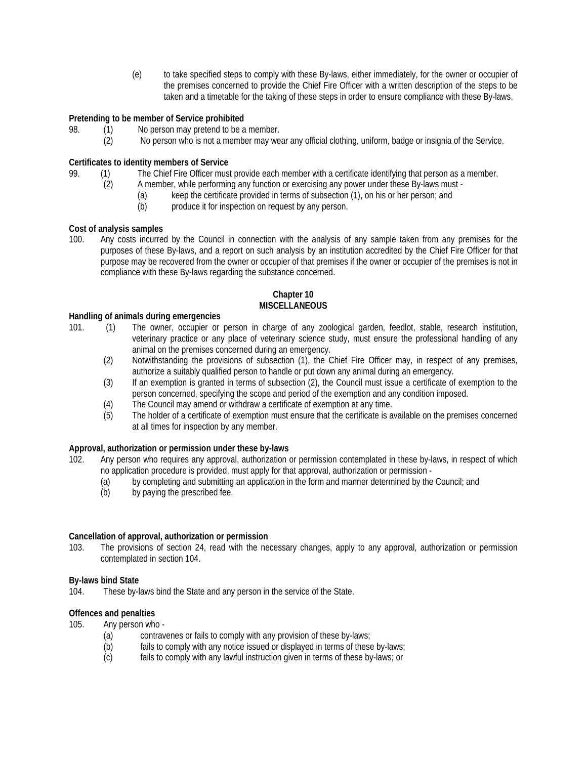(e) to take specified steps to comply with these By-laws, either immediately, for the owner or occupier of the premises concerned to provide the Chief Fire Officer with a written description of the steps to be taken and a timetable for the taking of these steps in order to ensure compliance with these By-laws.

**Pretending to be member of Service prohibited**

98. (1) No person may pretend to be a member.
    (2) No person who is not a member may wear any official clothing, uniform, badge or insignia of the Service.

**Certificates to identity members of Service**

99. (1) The Chief Fire Officer must provide each member with a certificate identifying that person as a member.
    (2) A member, while performing any function or exercising any power under these By-laws must -
        (a) keep the certificate provided in terms of subsection (1), on his or her person; and
        (b) produce it for inspection on request by any person.

**Cost of analysis samples**

100. Any costs incurred by the Council in connection with the analysis of any sample taken from any premises for the purposes of these By-laws, and a report on such analysis by an institution accredited by the Chief Fire Officer for that purpose may be recovered from the owner or occupier of that premises if the owner or occupier of the premises is not in compliance with these By-laws regarding the substance concerned.

## Chapter 10
## MISCELLANEOUS

**Handling of animals during emergencies**

101. (1) The owner, occupier or person in charge of any zoological garden, feedlot, stable, research institution, veterinary practice or any place of veterinary science study, must ensure the professional handling of any animal on the premises concerned during an emergency.
    (2) Notwithstanding the provisions of subsection (1), the Chief Fire Officer may, in respect of any premises, authorize a suitably qualified person to handle or put down any animal during an emergency.
    (3) If an exemption is granted in terms of subsection (2), the Council must issue a certificate of exemption to the person concerned, specifying the scope and period of the exemption and any condition imposed.
    (4) The Council may amend or withdraw a certificate of exemption at any time.
    (5) The holder of a certificate of exemption must ensure that the certificate is available on the premises concerned at all times for inspection by any member.

**Approval, authorization or permission under these by-laws**

102. Any person who requires any approval, authorization or permission contemplated in these by-laws, in respect of which no application procedure is provided, must apply for that approval, authorization or permission -
    (a) by completing and submitting an application in the form and manner determined by the Council; and
    (b) by paying the prescribed fee.

**Cancellation of approval, authorization or permission**

103. The provisions of section 24, read with the necessary changes, apply to any approval, authorization or permission contemplated in section 104.

**By-laws bind State**

104. These by-laws bind the State and any person in the service of the State.

**Offences and penalties**

105. Any person who -
    (a) contravenes or fails to comply with any provision of these by-laws;
    (b) fails to comply with any notice issued or displayed in terms of these by-laws;
    (c) fails to comply with any lawful instruction given in terms of these by-laws; or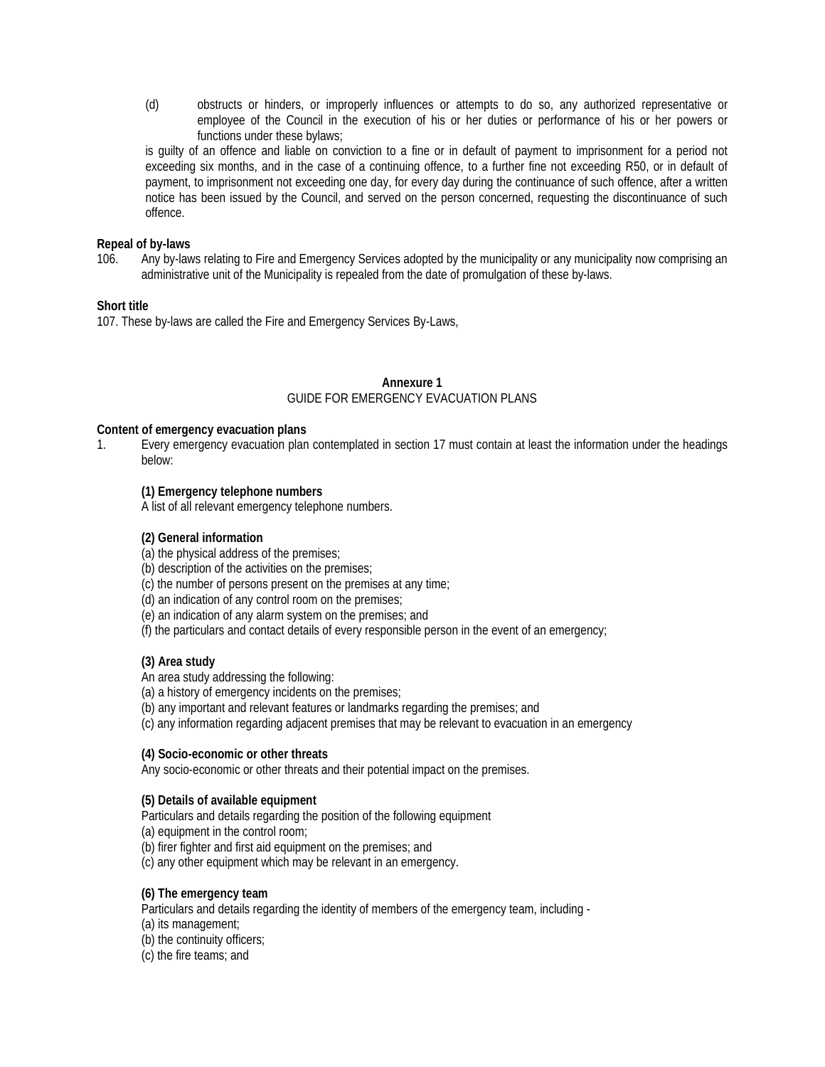(d) obstructs or hinders, or improperly influences or attempts to do so, any authorized representative or employee of the Council in the execution of his or her duties or performance of his or her powers or functions under these bylaws;

is guilty of an offence and liable on conviction to a fine or in default of payment to imprisonment for a period not exceeding six months, and in the case of a continuing offence, to a further fine not exceeding R50, or in default of payment, to imprisonment not exceeding one day, for every day during the continuance of such offence, after a written notice has been issued by the Council, and served on the person concerned, requesting the discontinuance of such offence.

**Repeal of by-laws**

106. Any by-laws relating to Fire and Emergency Services adopted by the municipality or any municipality now comprising an administrative unit of the Municipality is repealed from the date of promulgation of these by-laws.

**Short title**

107. These by-laws are called the Fire and Emergency Services By-Laws,

**Annexure 1**

GUIDE FOR EMERGENCY EVACUATION PLANS

**Content of emergency evacuation plans**

1. Every emergency evacuation plan contemplated in section 17 must contain at least the information under the headings below:

**(1) Emergency telephone numbers**

A list of all relevant emergency telephone numbers.

**(2) General information**

(a) the physical address of the premises;
(b) description of the activities on the premises;
(c) the number of persons present on the premises at any time;
(d) an indication of any control room on the premises;
(e) an indication of any alarm system on the premises; and
(f) the particulars and contact details of every responsible person in the event of an emergency;

**(3) Area study**

An area study addressing the following:
(a) a history of emergency incidents on the premises;
(b) any important and relevant features or landmarks regarding the premises; and
(c) any information regarding adjacent premises that may be relevant to evacuation in an emergency

**(4) Socio-economic or other threats**

Any socio-economic or other threats and their potential impact on the premises.

**(5) Details of available equipment**

Particulars and details regarding the position of the following equipment
(a) equipment in the control room;
(b) firer fighter and first aid equipment on the premises; and
(c) any other equipment which may be relevant in an emergency.

**(6) The emergency team**

Particulars and details regarding the identity of members of the emergency team, including -
(a) its management;
(b) the continuity officers;
(c) the fire teams; and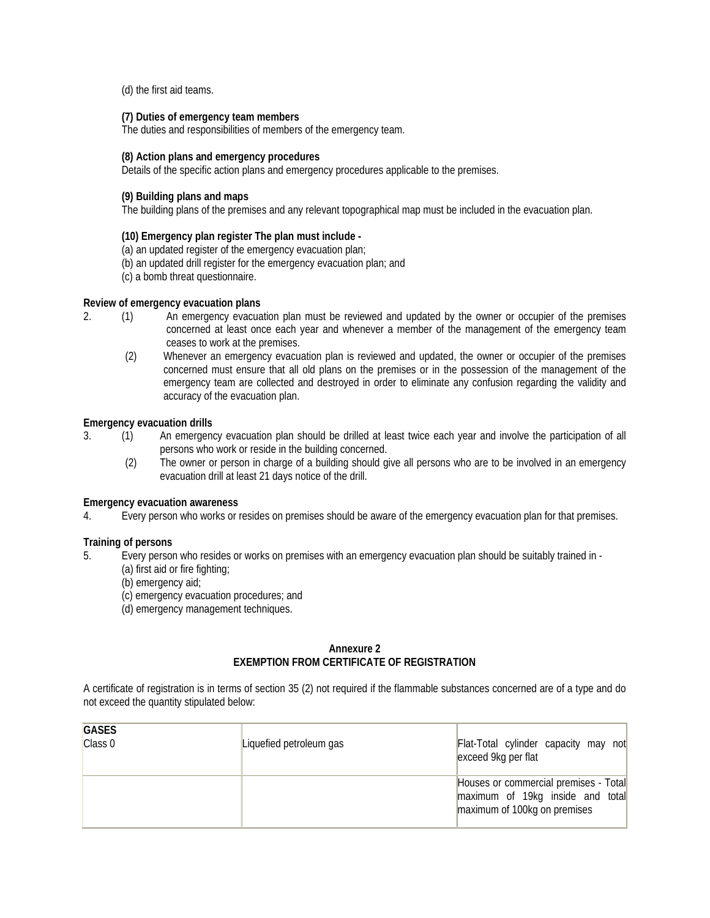(d) the first aid teams.

**(7) Duties of emergency team members**
The duties and responsibilities of members of the emergency team.

**(8) Action plans and emergency procedures**
Details of the specific action plans and emergency procedures applicable to the premises.

**(9) Building plans and maps**
The building plans of the premises and any relevant topographical map must be included in the evacuation plan.

**(10) Emergency plan register The plan must include -**
(a) an updated register of the emergency evacuation plan;
(b) an updated drill register for the emergency evacuation plan; and
(c) a bomb threat questionnaire.

**Review of emergency evacuation plans**

2. (1) An emergency evacuation plan must be reviewed and updated by the owner or occupier of the premises concerned at least once each year and whenever a member of the management of the emergency team ceases to work at the premises.

   (2) Whenever an emergency evacuation plan is reviewed and updated, the owner or occupier of the premises concerned must ensure that all old plans on the premises or in the possession of the management of the emergency team are collected and destroyed in order to eliminate any confusion regarding the validity and accuracy of the evacuation plan.

**Emergency evacuation drills**

3. (1) An emergency evacuation plan should be drilled at least twice each year and involve the participation of all persons who work or reside in the building concerned.

   (2) The owner or person in charge of a building should give all persons who are to be involved in an emergency evacuation drill at least 21 days notice of the drill.

**Emergency evacuation awareness**

4. Every person who works or resides on premises should be aware of the emergency evacuation plan for that premises.

**Training of persons**

5. Every person who resides or works on premises with an emergency evacuation plan should be suitably trained in -
   (a) first aid or fire fighting;
   (b) emergency aid;
   (c) emergency evacuation procedures; and
   (d) emergency management techniques.

**Annexure 2**
**EXEMPTION FROM CERTIFICATE OF REGISTRATION**

A certificate of registration is in terms of section 35 (2) not required if the flammable substances concerned are of a type and do not exceed the quantity stipulated below:

| **GASES** Class 0 | Liquefied petroleum gas | Flat-Total cylinder capacity may not exceed 9kg per flat |
|---|---|---|
| | | Houses or commercial premises - Total maximum of 19kg inside and total maximum of 100kg on premises |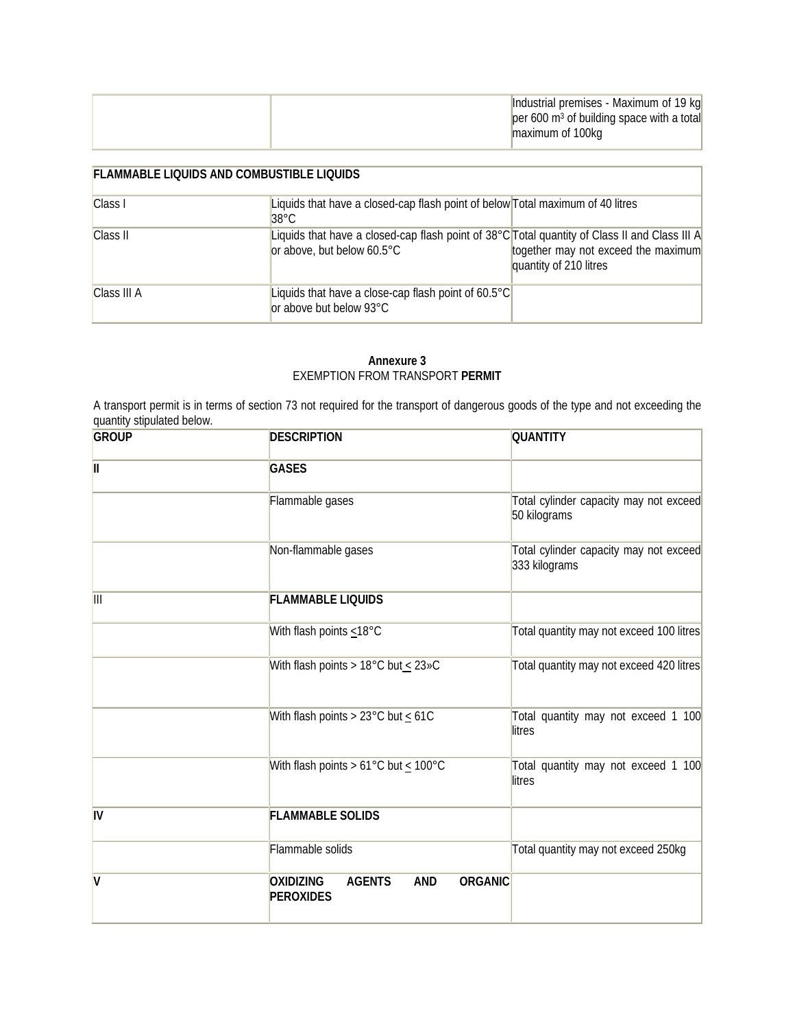|  |  | Industrial premises - Maximum of 19 kg per 600 $m^3$ of building space with a total maximum of 100kg |
|---|---|---|

| FLAMMABLE LIQUIDS AND COMBUSTIBLE LIQUIDS | | |
|---|---|---|
| Class I | Liquids that have a closed-cap flash point of below 38°C | Total maximum of 40 litres |
| Class II | Liquids that have a closed-cap flash point of 38°C or above, but below 60.5°C | Total quantity of Class II and Class III A together may not exceed the maximum quantity of 210 litres |
| Class III A | Liquids that have a close-cap flash point of 60.5°C or above but below 93°C | |

**Annexure 3**
EXEMPTION FROM TRANSPORT **PERMIT**

A transport permit is in terms of section 73 not required for the transport of dangerous goods of the type and not exceeding the quantity stipulated below.

| GROUP | DESCRIPTION | QUANTITY |
|---|---|---|
| **II** | **GASES** | |
| | Flammable gases | Total cylinder capacity may not exceed 50 kilograms |
| | Non-flammable gases | Total cylinder capacity may not exceed 333 kilograms |
| III | **FLAMMABLE LIQUIDS** | |
| | With flash points ≤18°C | Total quantity may not exceed 100 litres |
| | With flash points > 18°C but ≤ 23»C | Total quantity may not exceed 420 litres |
| | With flash points > 23°C but ≤ 61C | Total quantity may not exceed 1 100 litres |
| | With flash points > 61°C but ≤ 100°C | Total quantity may not exceed 1 100 litres |
| **IV** | **FLAMMABLE SOLIDS** | |
| | Flammable solids | Total quantity may not exceed 250kg |
| **V** | **OXIDIZING AGENTS AND ORGANIC PEROXIDES** | |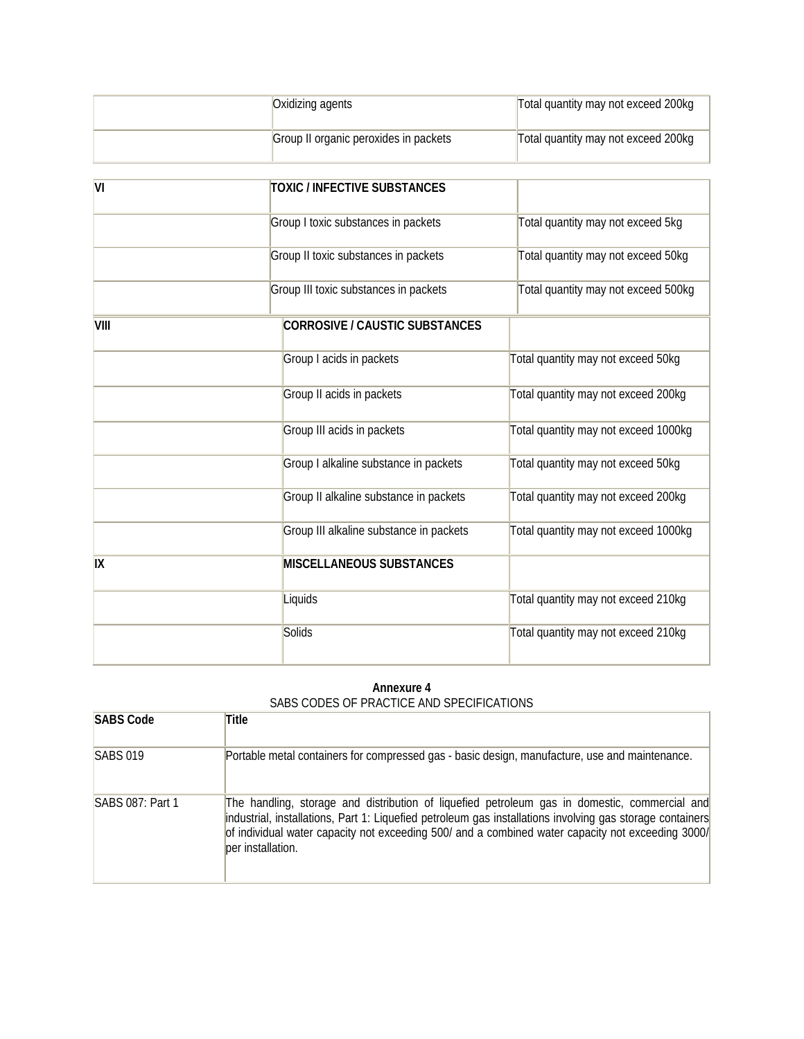| | | |
|---|---|---|
| | Oxidizing agents | Total quantity may not exceed 200kg |
| | Group II organic peroxides in packets | Total quantity may not exceed 200kg |

| **VI** | **TOXIC / INFECTIVE SUBSTANCES** | |
|---|---|---|
| | Group I toxic substances in packets | Total quantity may not exceed 5kg |
| | Group II toxic substances in packets | Total quantity may not exceed 50kg |
| | Group III toxic substances in packets | Total quantity may not exceed 500kg |

| **VIII** | **CORROSIVE / CAUSTIC SUBSTANCES** | |
|---|---|---|
| | Group I acids in packets | Total quantity may not exceed 50kg |
| | Group II acids in packets | Total quantity may not exceed 200kg |
| | Group III acids in packets | Total quantity may not exceed 1000kg |
| | Group I alkaline substance in packets | Total quantity may not exceed 50kg |
| | Group II alkaline substance in packets | Total quantity may not exceed 200kg |
| | Group III alkaline substance in packets | Total quantity may not exceed 1000kg |
| **IX** | **MISCELLANEOUS SUBSTANCES** | |
| | Liquids | Total quantity may not exceed 210kg |
| | Solids | Total quantity may not exceed 210kg |

**Annexure 4**

SABS CODES OF PRACTICE AND SPECIFICATIONS

| **SABS Code** | **Title** |
|---|---|
| SABS 019 | Portable metal containers for compressed gas - basic design, manufacture, use and maintenance. |
| SABS 087: Part 1 | The handling, storage and distribution of liquefied petroleum gas in domestic, commercial and industrial, installations, Part 1: Liquefied petroleum gas installations involving gas storage containers of individual water capacity not exceeding 500/ and a combined water capacity not exceeding 3000/ per installation. |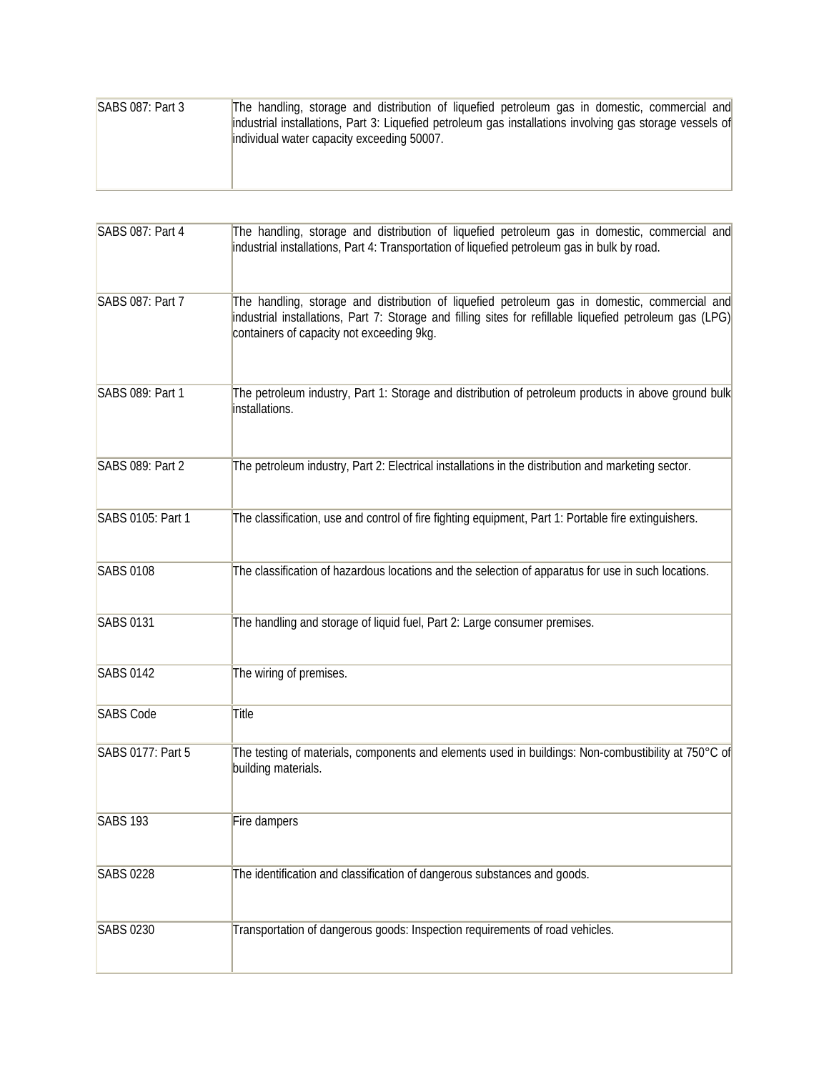| | |
|---|---|
| SABS 087: Part 3 | The handling, storage and distribution of liquefied petroleum gas in domestic, commercial and industrial installations, Part 3: Liquefied petroleum gas installations involving gas storage vessels of individual water capacity exceeding 50007. |

| | |
|---|---|
| SABS 087: Part 4 | The handling, storage and distribution of liquefied petroleum gas in domestic, commercial and industrial installations, Part 4: Transportation of liquefied petroleum gas in bulk by road. |
| SABS 087: Part 7 | The handling, storage and distribution of liquefied petroleum gas in domestic, commercial and industrial installations, Part 7: Storage and filling sites for refillable liquefied petroleum gas (LPG) containers of capacity not exceeding 9kg. |
| SABS 089: Part 1 | The petroleum industry, Part 1: Storage and distribution of petroleum products in above ground bulk installations. |
| SABS 089: Part 2 | The petroleum industry, Part 2: Electrical installations in the distribution and marketing sector. |
| SABS 0105: Part 1 | The classification, use and control of fire fighting equipment, Part 1: Portable fire extinguishers. |
| SABS 0108 | The classification of hazardous locations and the selection of apparatus for use in such locations. |
| SABS 0131 | The handling and storage of liquid fuel, Part 2: Large consumer premises. |
| SABS 0142 | The wiring of premises. |
| SABS Code | Title |
| SABS 0177: Part 5 | The testing of materials, components and elements used in buildings: Non-combustibility at 750°C of building materials. |
| SABS 193 | Fire dampers |
| SABS 0228 | The identification and classification of dangerous substances and goods. |
| SABS 0230 | Transportation of dangerous goods: Inspection requirements of road vehicles. |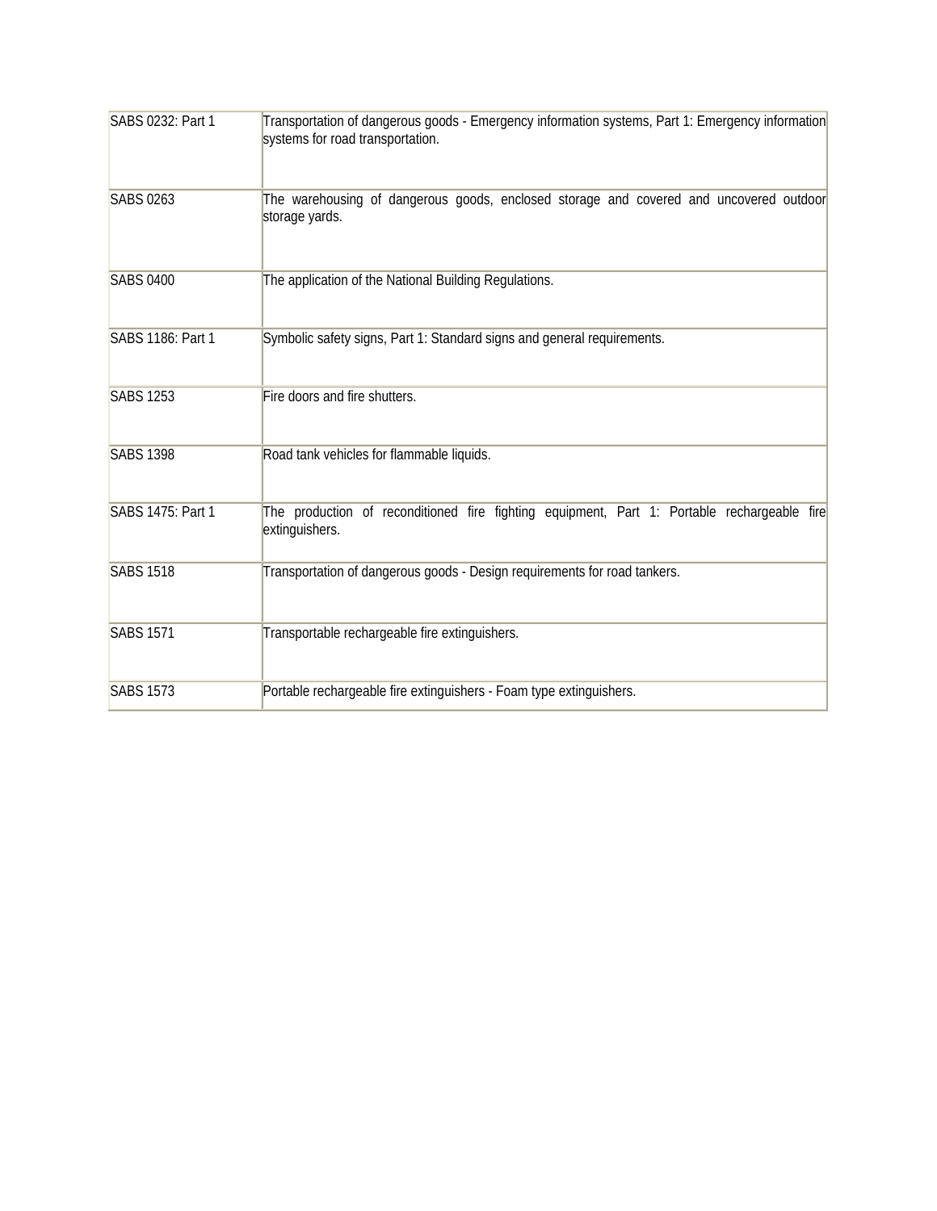| | |
|---|---|
| SABS 0232: Part 1 | Transportation of dangerous goods - Emergency information systems, Part 1: Emergency information systems for road transportation. |
| SABS 0263 | The warehousing of dangerous goods, enclosed storage and covered and uncovered outdoor storage yards. |
| SABS 0400 | The application of the National Building Regulations. |
| SABS 1186: Part 1 | Symbolic safety signs, Part 1: Standard signs and general requirements. |
| SABS 1253 | Fire doors and fire shutters. |
| SABS 1398 | Road tank vehicles for flammable liquids. |
| SABS 1475: Part 1 | The production of reconditioned fire fighting equipment, Part 1: Portable rechargeable fire extinguishers. |
| SABS 1518 | Transportation of dangerous goods - Design requirements for road tankers. |
| SABS 1571 | Transportable rechargeable fire extinguishers. |
| SABS 1573 | Portable rechargeable fire extinguishers - Foam type extinguishers. |